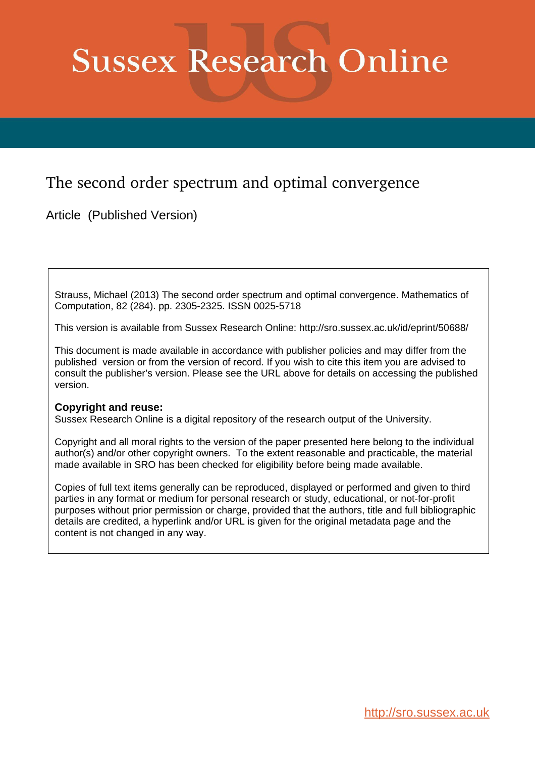# Sussex Research Online

## The second order spectrum and optimal convergence

Article (Published Version)

Strauss, Michael (2013) The second order spectrum and optimal convergence. Mathematics of Computation, 82 (284). pp. 2305-2325. ISSN 0025-5718

This version is available from Sussex Research Online: http://sro.sussex.ac.uk/id/eprint/50688/

This document is made available in accordance with publisher policies and may differ from the published version or from the version of record. If you wish to cite this item you are advised to consult the publisher's version. Please see the URL above for details on accessing the published version.

**Copyright and reuse:**
Sussex Research Online is a digital repository of the research output of the University.

Copyright and all moral rights to the version of the paper presented here belong to the individual author(s) and/or other copyright owners. To the extent reasonable and practicable, the material made available in SRO has been checked for eligibility before being made available.

Copies of full text items generally can be reproduced, displayed or performed and given to third parties in any format or medium for personal research or study, educational, or not-for-profit purposes without prior permission or charge, provided that the authors, title and full bibliographic details are credited, a hyperlink and/or URL is given for the original metadata page and the content is not changed in any way.

http://sro.sussex.ac.uk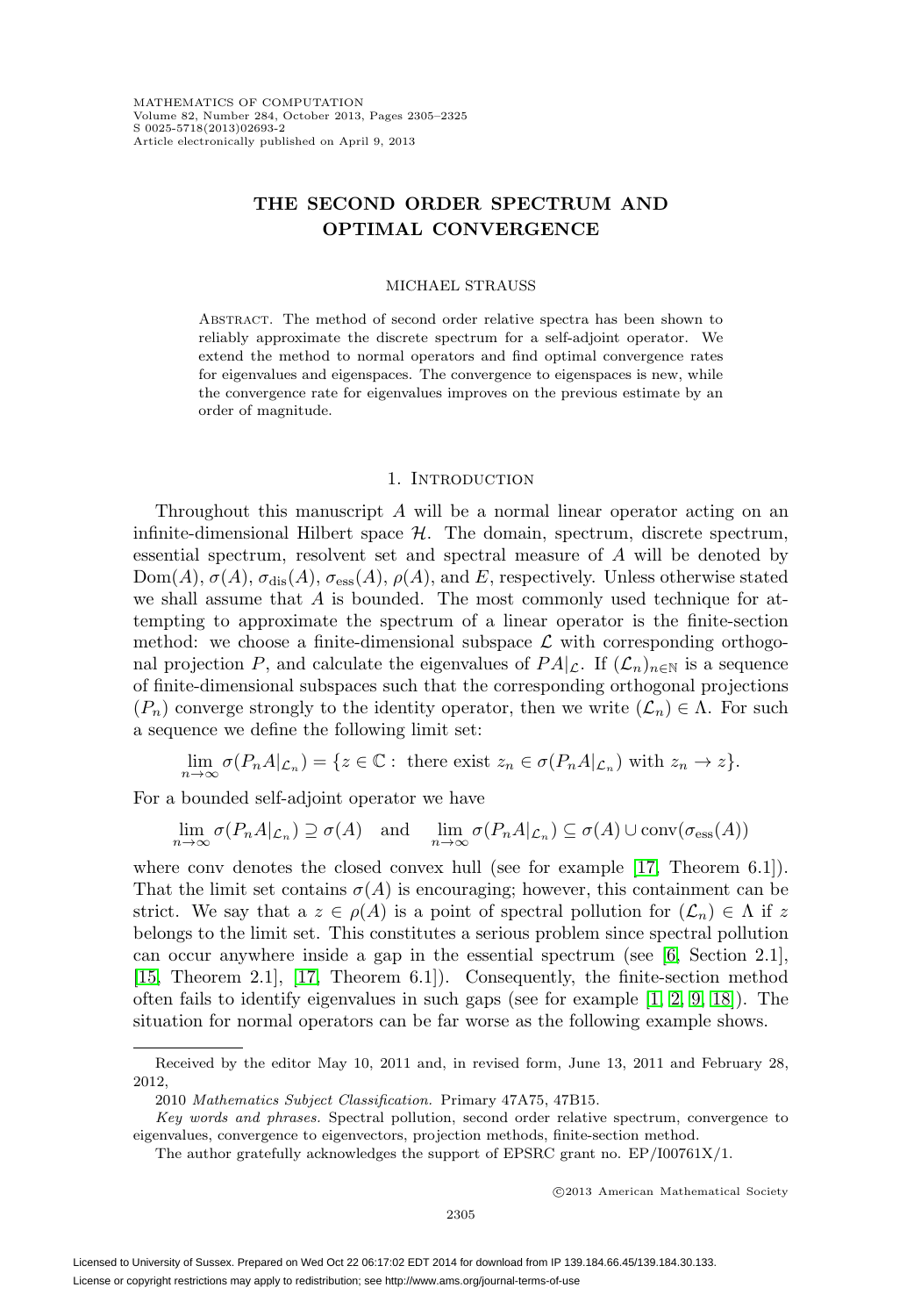**THE SECOND ORDER SPECTRUM AND OPTIMAL CONVERGENCE**

MICHAEL STRAUSS

Abstract. The method of second order relative spectra has been shown to reliably approximate the discrete spectrum for a self-adjoint operator. We extend the method to normal operators and find optimal convergence rates for eigenvalues and eigenspaces. The convergence to eigenspaces is new, while the convergence rate for eigenvalues improves on the previous estimate by an order of magnitude.

## 1. Introduction

Throughout this manuscript $A$ will be a normal linear operator acting on an infinite-dimensional Hilbert space $\mathcal{H}$. The domain, spectrum, discrete spectrum, essential spectrum, resolvent set and spectral measure of $A$ will be denoted by $\mathrm{Dom}(A)$, $\sigma(A)$, $\sigma_{\mathrm{dis}}(A)$, $\sigma_{\mathrm{ess}}(A)$, $\rho(A)$, and $E$, respectively. Unless otherwise stated we shall assume that $A$ is bounded. The most commonly used technique for attempting to approximate the spectrum of a linear operator is the finite-section method: we choose a finite-dimensional subspace $\mathcal{L}$ with corresponding orthogonal projection $P$, and calculate the eigenvalues of $PA|_{\mathcal{L}}$. If $(\mathcal{L}_n)_{n\in\mathbb{N}}$ is a sequence of finite-dimensional subspaces such that the corresponding orthogonal projections $(P_n)$ converge strongly to the identity operator, then we write $(\mathcal{L}_n) \in \Lambda$. For such a sequence we define the following limit set:

$$\lim_{n\to\infty} \sigma(P_nA|_{\mathcal{L}_n}) = \{z \in \mathbb{C} : \text{ there exist } z_n \in \sigma(P_nA|_{\mathcal{L}_n}) \text{ with } z_n \to z\}.$$

For a bounded self-adjoint operator we have

$$\lim_{n\to\infty} \sigma(P_nA|_{\mathcal{L}_n}) \supseteq \sigma(A) \quad \text{and} \quad \lim_{n\to\infty} \sigma(P_nA|_{\mathcal{L}_n}) \subseteq \sigma(A) \cup \mathrm{conv}(\sigma_{\mathrm{ess}}(A))$$

where conv denotes the closed convex hull (see for example [17, Theorem 6.1]). That the limit set contains $\sigma(A)$ is encouraging; however, this containment can be strict. We say that a $z \in \rho(A)$ is a point of spectral pollution for $(\mathcal{L}_n) \in \Lambda$ if $z$ belongs to the limit set. This constitutes a serious problem since spectral pollution can occur anywhere inside a gap in the essential spectrum (see [6, Section 2.1], [15, Theorem 2.1], [17, Theorem 6.1]). Consequently, the finite-section method often fails to identify eigenvalues in such gaps (see for example [1, 2, 9, 18]). The situation for normal operators can be far worse as the following example shows.

Received by the editor May 10, 2011 and, in revised form, June 13, 2011 and February 28, 2012.

2010 *Mathematics Subject Classification.* Primary 47A75, 47B15.

*Key words and phrases.* Spectral pollution, second order relative spectrum, convergence to eigenvalues, convergence to eigenvectors, projection methods, finite-section method.

The author gratefully acknowledges the support of EPSRC grant no. EP/I00761X/1.

©2013 American Mathematical Society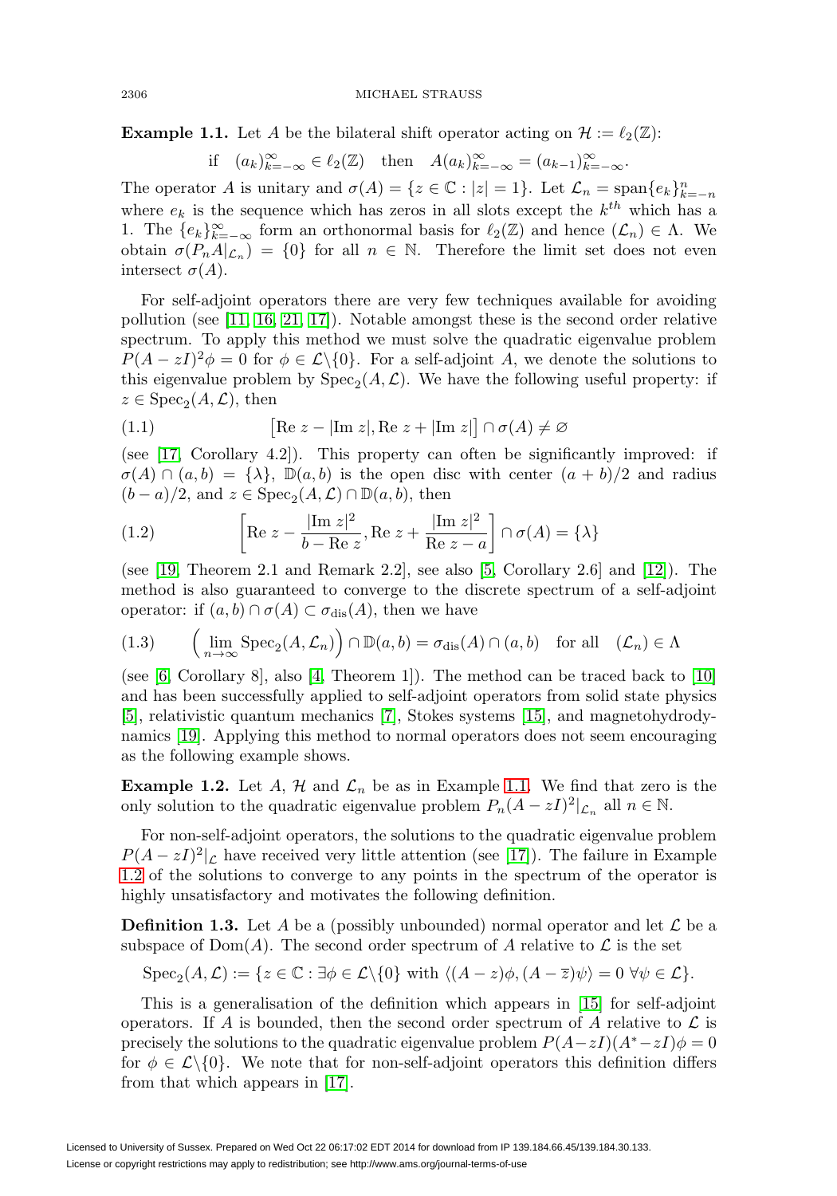**Example 1.1.** Let $A$ be the bilateral shift operator acting on $\mathcal{H} := \ell_2(\mathbb{Z})$:

$$\text{if} \quad (a_k)_{k=-\infty}^{\infty} \in \ell_2(\mathbb{Z}) \quad \text{then} \quad A(a_k)_{k=-\infty}^{\infty} = (a_{k-1})_{k=-\infty}^{\infty}.$$

The operator $A$ is unitary and $\sigma(A) = \{z \in \mathbb{C} : |z| = 1\}$. Let $\mathcal{L}_n = \operatorname{span}\{e_k\}_{k=-n}^{n}$ where $e_k$ is the sequence which has zeros in all slots except the $k^{th}$ which has a 1. The $\{e_k\}_{k=-\infty}^{\infty}$ form an orthonormal basis for $\ell_2(\mathbb{Z})$ and hence $(\mathcal{L}_n) \in \Lambda$. We obtain $\sigma(P_n A|_{\mathcal{L}_n}) = \{0\}$ for all $n \in \mathbb{N}$. Therefore the limit set does not even intersect $\sigma(A)$.

For self-adjoint operators there are very few techniques available for avoiding pollution (see [11, 16, 21, 17]). Notable amongst these is the second order relative spectrum. To apply this method we must solve the quadratic eigenvalue problem $P(A - zI)^2\phi = 0$ for $\phi \in \mathcal{L}\backslash\{0\}$. For a self-adjoint $A$, we denote the solutions to this eigenvalue problem by $\operatorname{Spec}_2(A, \mathcal{L})$. We have the following useful property: if $z \in \operatorname{Spec}_2(A, \mathcal{L})$, then

$$\big[\operatorname{Re} z - |\operatorname{Im} z|, \operatorname{Re} z + |\operatorname{Im} z|\big] \cap \sigma(A) \neq \varnothing \tag{1.1}$$

(see [17, Corollary 4.2]). This property can often be significantly improved: if $\sigma(A) \cap (a, b) = \{\lambda\}$, $\mathbb{D}(a, b)$ is the open disc with center $(a + b)/2$ and radius $(b - a)/2$, and $z \in \operatorname{Spec}_2(A, \mathcal{L}) \cap \mathbb{D}(a, b)$, then

$$\left[\operatorname{Re} z - \frac{|\operatorname{Im} z|^2}{b - \operatorname{Re} z}, \operatorname{Re} z + \frac{|\operatorname{Im} z|^2}{\operatorname{Re} z - a}\right] \cap \sigma(A) = \{\lambda\} \tag{1.2}$$

(see [19, Theorem 2.1 and Remark 2.2], see also [5, Corollary 2.6] and [12]). The method is also guaranteed to converge to the discrete spectrum of a self-adjoint operator: if $(a, b) \cap \sigma(A) \subset \sigma_{\mathrm{dis}}(A)$, then we have

$$\Big(\lim_{n\to\infty} \operatorname{Spec}_2(A, \mathcal{L}_n)\Big) \cap \mathbb{D}(a, b) = \sigma_{\mathrm{dis}}(A) \cap (a, b) \quad \text{for all} \quad (\mathcal{L}_n) \in \Lambda \tag{1.3}$$

(see [6, Corollary 8], also [4, Theorem 1]). The method can be traced back to [10] and has been successfully applied to self-adjoint operators from solid state physics [5], relativistic quantum mechanics [7], Stokes systems [15], and magnetohydrodynamics [19]. Applying this method to normal operators does not seem encouraging as the following example shows.

**Example 1.2.** Let $A$, $\mathcal{H}$ and $\mathcal{L}_n$ be as in Example 1.1. We find that zero is the only solution to the quadratic eigenvalue problem $P_n(A - zI)^2|_{\mathcal{L}_n}$ all $n \in \mathbb{N}$.

For non-self-adjoint operators, the solutions to the quadratic eigenvalue problem $P(A - zI)^2|_{\mathcal{L}}$ have received very little attention (see [17]). The failure in Example 1.2 of the solutions to converge to any points in the spectrum of the operator is highly unsatisfactory and motivates the following definition.

**Definition 1.3.** Let $A$ be a (possibly unbounded) normal operator and let $\mathcal{L}$ be a subspace of $\operatorname{Dom}(A)$. The second order spectrum of $A$ relative to $\mathcal{L}$ is the set

$$\operatorname{Spec}_2(A, \mathcal{L}) := \{z \in \mathbb{C} : \exists \phi \in \mathcal{L}\backslash\{0\} \text{ with } \langle (A - z)\phi, (A - \overline{z})\psi \rangle = 0 \ \forall \psi \in \mathcal{L}\}.$$

This is a generalisation of the definition which appears in [15] for self-adjoint operators. If $A$ is bounded, then the second order spectrum of $A$ relative to $\mathcal{L}$ is precisely the solutions to the quadratic eigenvalue problem $P(A - zI)(A^* - zI)\phi = 0$ for $\phi \in \mathcal{L}\backslash\{0\}$. We note that for non-self-adjoint operators this definition differs from that which appears in [17].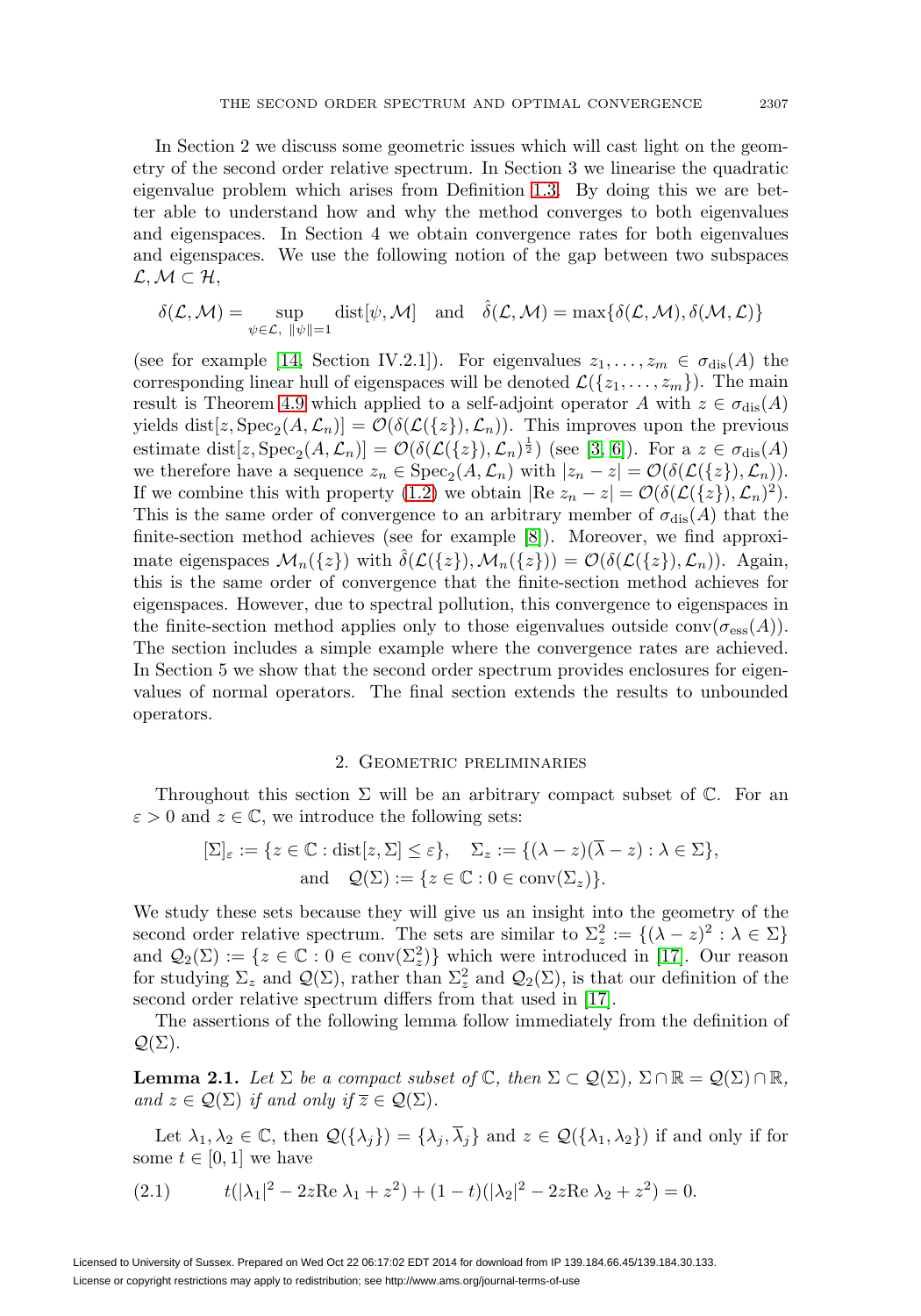In Section 2 we discuss some geometric issues which will cast light on the geometry of the second order relative spectrum. In Section 3 we linearise the quadratic eigenvalue problem which arises from Definition 1.3. By doing this we are better able to understand how and why the method converges to both eigenvalues and eigenspaces. In Section 4 we obtain convergence rates for both eigenvalues and eigenspaces. We use the following notion of the gap between two subspaces $\mathcal{L}, \mathcal{M} \subset \mathcal{H}$,

$$\delta(\mathcal{L},\mathcal{M}) = \sup_{\psi\in\mathcal{L},\ \|\psi\|=1} \operatorname{dist}[\psi,\mathcal{M}] \quad \text{and} \quad \hat{\delta}(\mathcal{L},\mathcal{M}) = \max\{\delta(\mathcal{L},\mathcal{M}),\delta(\mathcal{M},\mathcal{L})\}$$

(see for example [14, Section IV.2.1]). For eigenvalues $z_1,\dots,z_m \in \sigma_{\mathrm{dis}}(A)$ the corresponding linear hull of eigenspaces will be denoted $\mathcal{L}(\{z_1,\dots,z_m\})$. The main result is Theorem 4.9 which applied to a self-adjoint operator $A$ with $z \in \sigma_{\mathrm{dis}}(A)$ yields $\operatorname{dist}[z, \operatorname{Spec}_2(A,\mathcal{L}_n)] = \mathcal{O}(\delta(\mathcal{L}(\{z\}),\mathcal{L}_n))$. This improves upon the previous estimate $\operatorname{dist}[z, \operatorname{Spec}_2(A,\mathcal{L}_n)] = \mathcal{O}(\delta(\mathcal{L}(\{z\}),\mathcal{L}_n)^{\frac{1}{2}})$ (see [3, 6]). For a $z \in \sigma_{\mathrm{dis}}(A)$ we therefore have a sequence $z_n \in \operatorname{Spec}_2(A,\mathcal{L}_n)$ with $|z_n - z| = \mathcal{O}(\delta(\mathcal{L}(\{z\}),\mathcal{L}_n))$. If we combine this with property (1.2) we obtain $|\mathrm{Re}\ z_n - z| = \mathcal{O}(\delta(\mathcal{L}(\{z\}),\mathcal{L}_n)^2)$. This is the same order of convergence to an arbitrary member of $\sigma_{\mathrm{dis}}(A)$ that the finite-section method achieves (see for example [8]). Moreover, we find approximate eigenspaces $\mathcal{M}_n(\{z\})$ with $\hat{\delta}(\mathcal{L}(\{z\}),\mathcal{M}_n(\{z\})) = \mathcal{O}(\delta(\mathcal{L}(\{z\}),\mathcal{L}_n))$. Again, this is the same order of convergence that the finite-section method achieves for eigenspaces. However, due to spectral pollution, this convergence to eigenspaces in the finite-section method applies only to those eigenvalues outside $\operatorname{conv}(\sigma_{\mathrm{ess}}(A))$. The section includes a simple example where the convergence rates are achieved. In Section 5 we show that the second order spectrum provides enclosures for eigenvalues of normal operators. The final section extends the results to unbounded operators.

## 2. Geometric preliminaries

Throughout this section $\Sigma$ will be an arbitrary compact subset of $\mathbb{C}$. For an $\varepsilon > 0$ and $z \in \mathbb{C}$, we introduce the following sets:

$$[\Sigma]_\varepsilon := \{z \in \mathbb{C} : \operatorname{dist}[z,\Sigma] \le \varepsilon\}, \quad \Sigma_z := \{(\lambda - z)(\overline{\lambda} - z) : \lambda \in \Sigma\},$$
$$\text{and} \quad \mathcal{Q}(\Sigma) := \{z \in \mathbb{C} : 0 \in \operatorname{conv}(\Sigma_z)\}.$$

We study these sets because they will give us an insight into the geometry of the second order relative spectrum. The sets are similar to $\Sigma_z^2 := \{(\lambda - z)^2 : \lambda \in \Sigma\}$ and $\mathcal{Q}_2(\Sigma) := \{z \in \mathbb{C} : 0 \in \operatorname{conv}(\Sigma_z^2)\}$ which were introduced in [17]. Our reason for studying $\Sigma_z$ and $\mathcal{Q}(\Sigma)$, rather than $\Sigma_z^2$ and $\mathcal{Q}_2(\Sigma)$, is that our definition of the second order relative spectrum differs from that used in [17].

The assertions of the following lemma follow immediately from the definition of $\mathcal{Q}(\Sigma)$.

**Lemma 2.1.** *Let $\Sigma$ be a compact subset of $\mathbb{C}$, then $\Sigma \subset \mathcal{Q}(\Sigma)$, $\Sigma \cap \mathbb{R} = \mathcal{Q}(\Sigma) \cap \mathbb{R}$, and $z \in \mathcal{Q}(\Sigma)$ if and only if $\overline{z} \in \mathcal{Q}(\Sigma)$.*

Let $\lambda_1, \lambda_2 \in \mathbb{C}$, then $\mathcal{Q}(\{\lambda_j\}) = \{\lambda_j, \overline{\lambda}_j\}$ and $z \in \mathcal{Q}(\{\lambda_1,\lambda_2\})$ if and only if for some $t \in [0,1]$ we have

$$t(|\lambda_1|^2 - 2z\mathrm{Re}\ \lambda_1 + z^2) + (1-t)(|\lambda_2|^2 - 2z\mathrm{Re}\ \lambda_2 + z^2) = 0. \tag{2.1}$$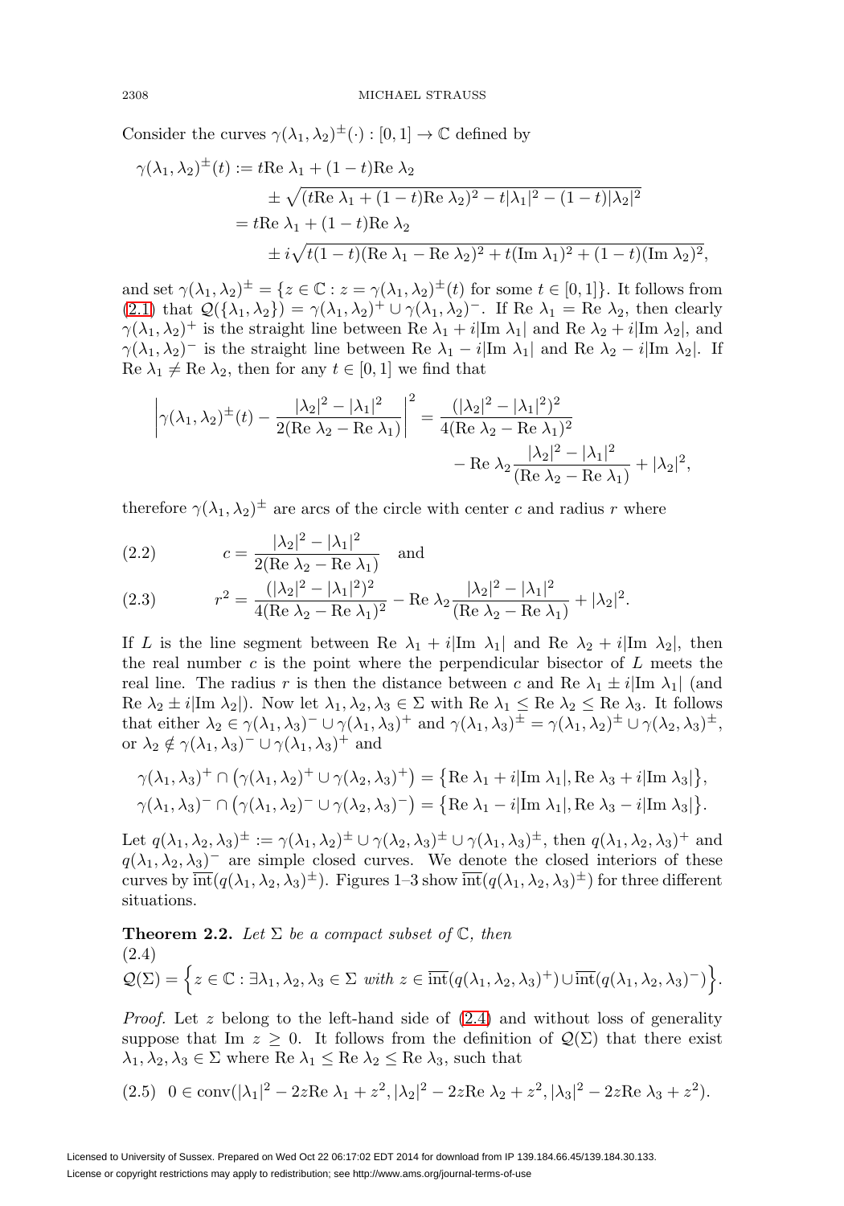Consider the curves $\gamma(\lambda_1,\lambda_2)^{\pm}(\cdot):[0,1]\to\mathbb{C}$ defined by

$$\begin{aligned}
\gamma(\lambda_1,\lambda_2)^{\pm}(t) &:= t\mathrm{Re}\,\lambda_1 + (1-t)\mathrm{Re}\,\lambda_2 \\
&\quad \pm \sqrt{(t\mathrm{Re}\,\lambda_1 + (1-t)\mathrm{Re}\,\lambda_2)^2 - t|\lambda_1|^2 - (1-t)|\lambda_2|^2} \\
&= t\mathrm{Re}\,\lambda_1 + (1-t)\mathrm{Re}\,\lambda_2 \\
&\quad \pm i\sqrt{t(1-t)(\mathrm{Re}\,\lambda_1 - \mathrm{Re}\,\lambda_2)^2 + t(\mathrm{Im}\,\lambda_1)^2 + (1-t)(\mathrm{Im}\,\lambda_2)^2},
\end{aligned}$$

and set $\gamma(\lambda_1,\lambda_2)^{\pm} = \{z\in\mathbb{C} : z = \gamma(\lambda_1,\lambda_2)^{\pm}(t) \text{ for some } t\in[0,1]\}$. It follows from (2.1) that $\mathcal{Q}(\{\lambda_1,\lambda_2\}) = \gamma(\lambda_1,\lambda_2)^{+}\cup\gamma(\lambda_1,\lambda_2)^{-}$. If $\mathrm{Re}\,\lambda_1 = \mathrm{Re}\,\lambda_2$, then clearly $\gamma(\lambda_1,\lambda_2)^{+}$ is the straight line between $\mathrm{Re}\,\lambda_1 + i|\mathrm{Im}\,\lambda_1|$ and $\mathrm{Re}\,\lambda_2 + i|\mathrm{Im}\,\lambda_2|$, and $\gamma(\lambda_1,\lambda_2)^{-}$ is the straight line between $\mathrm{Re}\,\lambda_1 - i|\mathrm{Im}\,\lambda_1|$ and $\mathrm{Re}\,\lambda_2 - i|\mathrm{Im}\,\lambda_2|$. If $\mathrm{Re}\,\lambda_1 \neq \mathrm{Re}\,\lambda_2$, then for any $t\in[0,1]$ we find that

$$\begin{aligned}
\left|\gamma(\lambda_1,\lambda_2)^{\pm}(t) - \frac{|\lambda_2|^2 - |\lambda_1|^2}{2(\mathrm{Re}\,\lambda_2 - \mathrm{Re}\,\lambda_1)}\right|^2 &= \frac{(|\lambda_2|^2 - |\lambda_1|^2)^2}{4(\mathrm{Re}\,\lambda_2 - \mathrm{Re}\,\lambda_1)^2} \\
&\quad - \mathrm{Re}\,\lambda_2\frac{|\lambda_2|^2 - |\lambda_1|^2}{(\mathrm{Re}\,\lambda_2 - \mathrm{Re}\,\lambda_1)} + |\lambda_2|^2,
\end{aligned}$$

therefore $\gamma(\lambda_1,\lambda_2)^{\pm}$ are arcs of the circle with center $c$ and radius $r$ where

$$c = \frac{|\lambda_2|^2 - |\lambda_1|^2}{2(\mathrm{Re}\,\lambda_2 - \mathrm{Re}\,\lambda_1)} \quad \text{and} \tag{2.2}$$

$$r^2 = \frac{(|\lambda_2|^2 - |\lambda_1|^2)^2}{4(\mathrm{Re}\,\lambda_2 - \mathrm{Re}\,\lambda_1)^2} - \mathrm{Re}\,\lambda_2\frac{|\lambda_2|^2 - |\lambda_1|^2}{(\mathrm{Re}\,\lambda_2 - \mathrm{Re}\,\lambda_1)} + |\lambda_2|^2. \tag{2.3}$$

If $L$ is the line segment between $\mathrm{Re}\,\lambda_1 + i|\mathrm{Im}\,\lambda_1|$ and $\mathrm{Re}\,\lambda_2 + i|\mathrm{Im}\,\lambda_2|$, then the real number $c$ is the point where the perpendicular bisector of $L$ meets the real line. The radius $r$ is then the distance between $c$ and $\mathrm{Re}\,\lambda_1 \pm i|\mathrm{Im}\,\lambda_1|$ (and $\mathrm{Re}\,\lambda_2 \pm i|\mathrm{Im}\,\lambda_2|$). Now let $\lambda_1,\lambda_2,\lambda_3\in\Sigma$ with $\mathrm{Re}\,\lambda_1 \le \mathrm{Re}\,\lambda_2 \le \mathrm{Re}\,\lambda_3$. It follows that either $\lambda_2\in\gamma(\lambda_1,\lambda_3)^{-}\cup\gamma(\lambda_1,\lambda_3)^{+}$ and $\gamma(\lambda_1,\lambda_3)^{\pm} = \gamma(\lambda_1,\lambda_2)^{\pm}\cup\gamma(\lambda_2,\lambda_3)^{\pm}$, or $\lambda_2\notin\gamma(\lambda_1,\lambda_3)^{-}\cup\gamma(\lambda_1,\lambda_3)^{+}$ and

$$\begin{aligned}
\gamma(\lambda_1,\lambda_3)^{+}\cap\left(\gamma(\lambda_1,\lambda_2)^{+}\cup\gamma(\lambda_2,\lambda_3)^{+}\right) &= \left\{\mathrm{Re}\,\lambda_1 + i|\mathrm{Im}\,\lambda_1|, \mathrm{Re}\,\lambda_3 + i|\mathrm{Im}\,\lambda_3|\right\}, \\
\gamma(\lambda_1,\lambda_3)^{-}\cap\left(\gamma(\lambda_1,\lambda_2)^{-}\cup\gamma(\lambda_2,\lambda_3)^{-}\right) &= \left\{\mathrm{Re}\,\lambda_1 - i|\mathrm{Im}\,\lambda_1|, \mathrm{Re}\,\lambda_3 - i|\mathrm{Im}\,\lambda_3|\right\}.
\end{aligned}$$

Let $q(\lambda_1,\lambda_2,\lambda_3)^{\pm} := \gamma(\lambda_1,\lambda_2)^{\pm}\cup\gamma(\lambda_2,\lambda_3)^{\pm}\cup\gamma(\lambda_1,\lambda_3)^{\pm}$, then $q(\lambda_1,\lambda_2,\lambda_3)^{+}$ and $q(\lambda_1,\lambda_2,\lambda_3)^{-}$ are simple closed curves. We denote the closed interiors of these curves by $\overline{\mathrm{int}}(q(\lambda_1,\lambda_2,\lambda_3)^{\pm})$. Figures 1–3 show $\overline{\mathrm{int}}(q(\lambda_1,\lambda_2,\lambda_3)^{\pm})$ for three different situations.

**Theorem 2.2.** *Let $\Sigma$ be a compact subset of $\mathbb{C}$, then*

$$\mathcal{Q}(\Sigma) = \left\{z\in\mathbb{C} : \exists\lambda_1,\lambda_2,\lambda_3\in\Sigma \text{ with } z\in\overline{\mathrm{int}}(q(\lambda_1,\lambda_2,\lambda_3)^{+})\cup\overline{\mathrm{int}}(q(\lambda_1,\lambda_2,\lambda_3)^{-})\right\}. \tag{2.4}$$

*Proof.* Let $z$ belong to the left-hand side of (2.4) and without loss of generality suppose that $\mathrm{Im}\,z \ge 0$. It follows from the definition of $\mathcal{Q}(\Sigma)$ that there exist $\lambda_1,\lambda_2,\lambda_3\in\Sigma$ where $\mathrm{Re}\,\lambda_1 \le \mathrm{Re}\,\lambda_2 \le \mathrm{Re}\,\lambda_3$, such that

$$0\in\mathrm{conv}(|\lambda_1|^2 - 2z\mathrm{Re}\,\lambda_1 + z^2, |\lambda_2|^2 - 2z\mathrm{Re}\,\lambda_2 + z^2, |\lambda_3|^2 - 2z\mathrm{Re}\,\lambda_3 + z^2). \tag{2.5}$$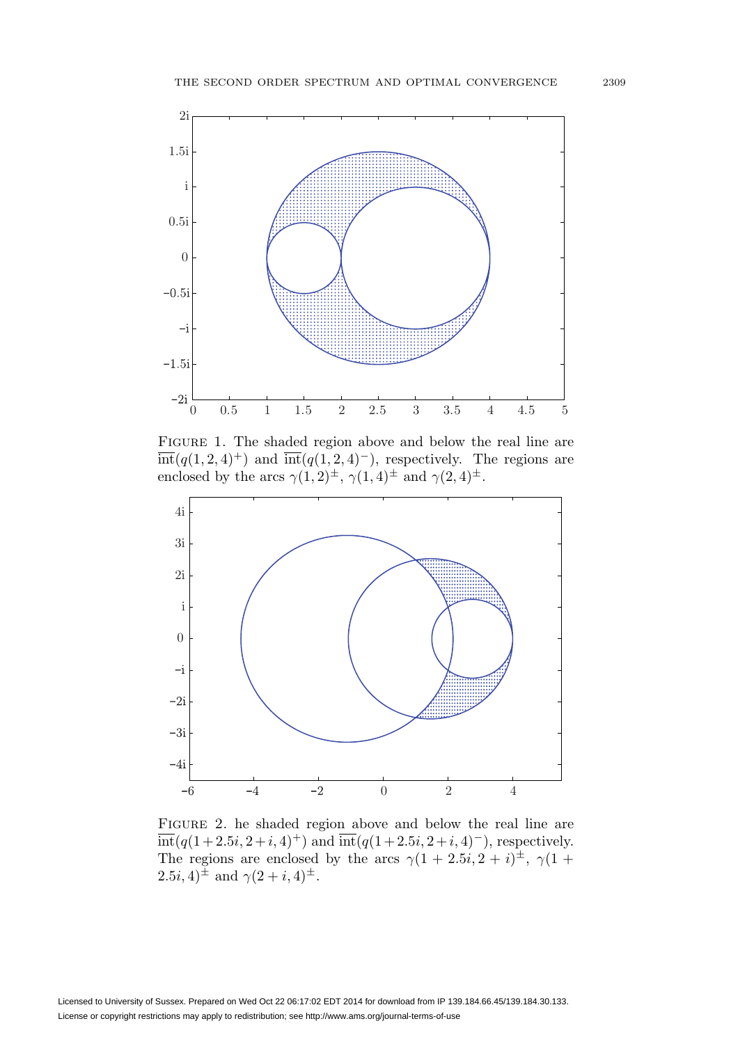Figure 1. The shaded region above and below the real line are $\overline{\text{int}}(q(1,2,4)^+)$ and $\overline{\text{int}}(q(1,2,4)^-)$, respectively. The regions are enclosed by the arcs $\gamma(1,2)^\pm$, $\gamma(1,4)^\pm$ and $\gamma(2,4)^\pm$.

Figure 2. he shaded region above and below the real line are $\overline{\text{int}}(q(1+2.5i,2+i,4)^+)$ and $\overline{\text{int}}(q(1+2.5i,2+i,4)^-)$, respectively. The regions are enclosed by the arcs $\gamma(1+2.5i,2+i)^\pm$, $\gamma(1+2.5i,4)^\pm$ and $\gamma(2+i,4)^\pm$.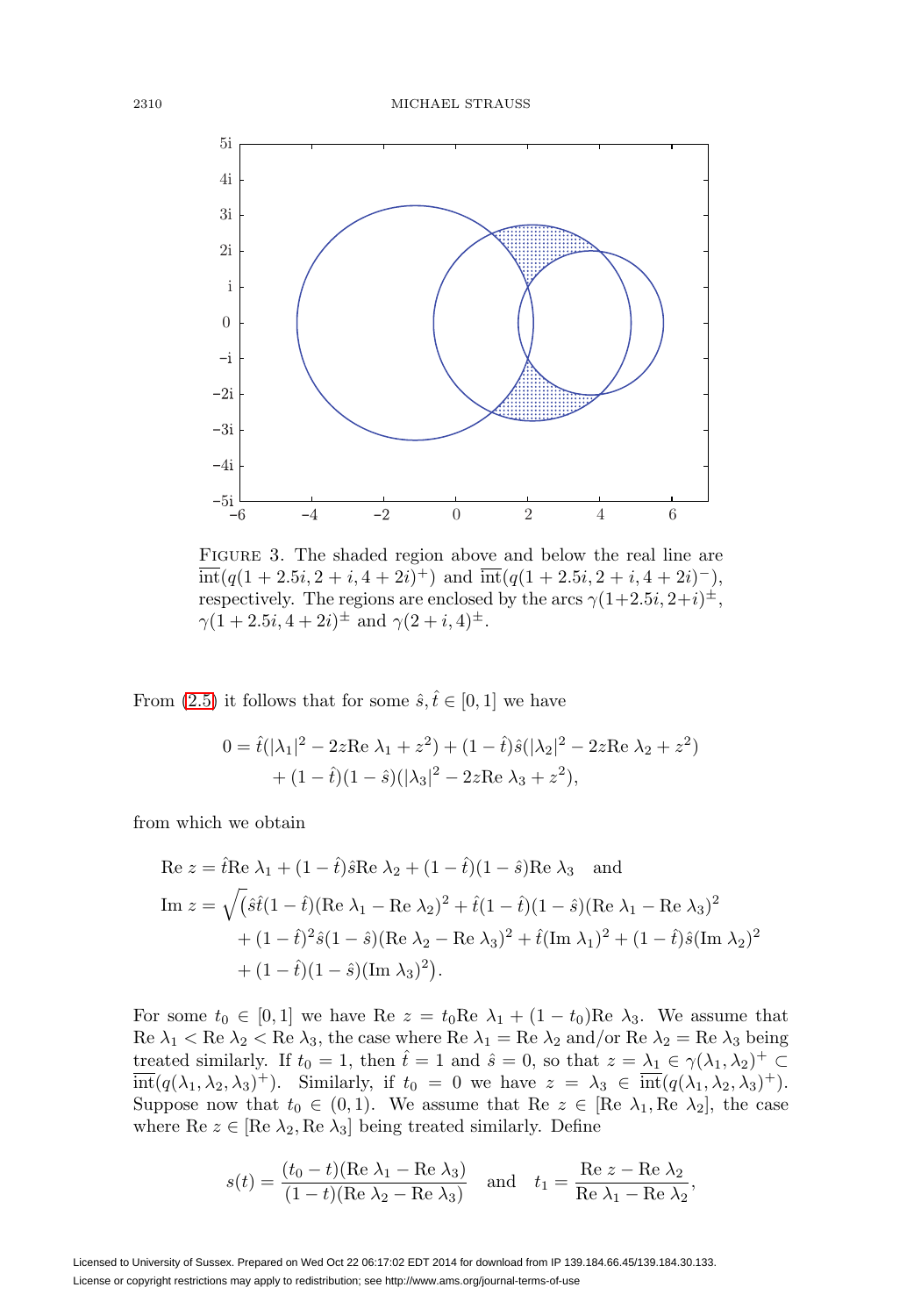FIGURE 3. The shaded region above and below the real line are $\overline{\text{int}}(q(1+2.5i, 2+i, 4+2i)^+)$ and $\overline{\text{int}}(q(1+2.5i, 2+i, 4+2i)^-)$, respectively. The regions are enclosed by the arcs $\gamma(1+2.5i, 2+i)^{\pm}$, $\gamma(1+2.5i, 4+2i)^{\pm}$ and $\gamma(2+i, 4)^{\pm}$.

From (2.5) it follows that for some $\hat{s}, \hat{t} \in [0,1]$ we have

$$
\begin{aligned}
0 = \hat{t}(|\lambda_1|^2 - 2z\text{Re }\lambda_1 + z^2) + (1-\hat{t})\hat{s}(|\lambda_2|^2 - 2z\text{Re }\lambda_2 + z^2) \\
+ (1-\hat{t})(1-\hat{s})(|\lambda_3|^2 - 2z\text{Re }\lambda_3 + z^2),
\end{aligned}
$$

from which we obtain

$$
\begin{aligned}
&\text{Re } z = \hat{t}\text{Re }\lambda_1 + (1-\hat{t})\hat{s}\text{Re }\lambda_2 + (1-\hat{t})(1-\hat{s})\text{Re }\lambda_3 \quad \text{and} \\
&\text{Im } z = \sqrt{\big(\hat{s}\hat{t}(1-\hat{t})(\text{Re }\lambda_1 - \text{Re }\lambda_2)^2 + \hat{t}(1-\hat{t})(1-\hat{s})(\text{Re }\lambda_1 - \text{Re }\lambda_3)^2} \\
&\qquad \overline{+ (1-\hat{t})^2\hat{s}(1-\hat{s})(\text{Re }\lambda_2 - \text{Re }\lambda_3)^2 + \hat{t}(\text{Im }\lambda_1)^2 + (1-\hat{t})\hat{s}(\text{Im }\lambda_2)^2} \\
&\qquad \overline{+ (1-\hat{t})(1-\hat{s})(\text{Im }\lambda_3)^2\big)}.
\end{aligned}
$$

For some $t_0 \in [0,1]$ we have $\text{Re } z = t_0\text{Re }\lambda_1 + (1-t_0)\text{Re }\lambda_3$. We assume that $\text{Re }\lambda_1 < \text{Re }\lambda_2 < \text{Re }\lambda_3$, the case where $\text{Re }\lambda_1 = \text{Re }\lambda_2$ and/or $\text{Re }\lambda_2 = \text{Re }\lambda_3$ being treated similarly. If $t_0 = 1$, then $\hat{t} = 1$ and $\hat{s} = 0$, so that $z = \lambda_1 \in \gamma(\lambda_1, \lambda_2)^+ \subset \overline{\text{int}}(q(\lambda_1, \lambda_2, \lambda_3)^+)$. Similarly, if $t_0 = 0$ we have $z = \lambda_3 \in \overline{\text{int}}(q(\lambda_1, \lambda_2, \lambda_3)^+)$. Suppose now that $t_0 \in (0,1)$. We assume that $\text{Re } z \in [\text{Re }\lambda_1, \text{Re }\lambda_2]$, the case where $\text{Re } z \in [\text{Re }\lambda_2, \text{Re }\lambda_3]$ being treated similarly. Define

$$
s(t) = \frac{(t_0 - t)(\text{Re }\lambda_1 - \text{Re }\lambda_3)}{(1-t)(\text{Re }\lambda_2 - \text{Re }\lambda_3)} \quad \text{and} \quad t_1 = \frac{\text{Re } z - \text{Re }\lambda_2}{\text{Re }\lambda_1 - \text{Re }\lambda_2},
$$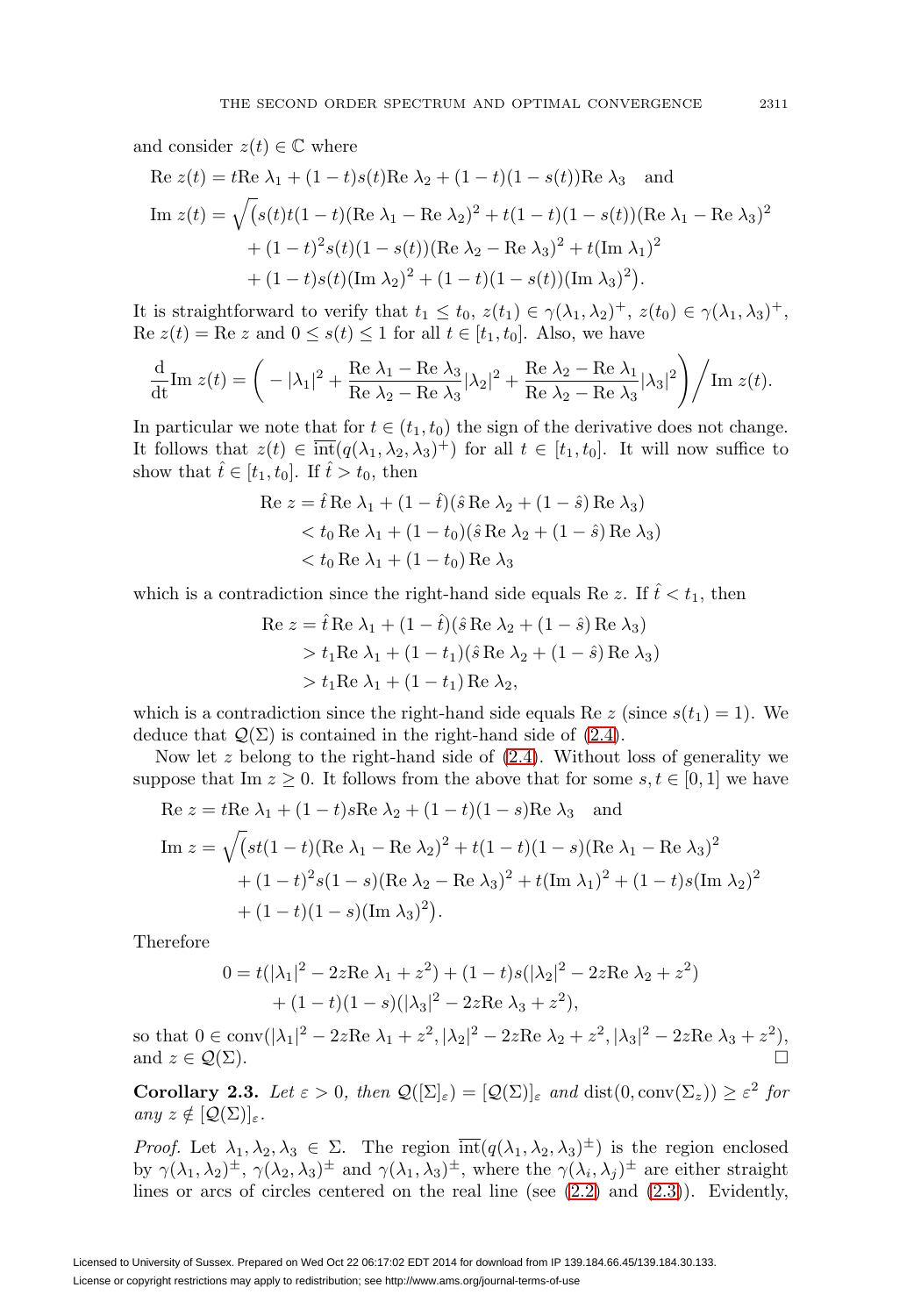and consider $z(t) \in \mathbb{C}$ where

$$\begin{aligned}
\text{Re } z(t) &= t\text{Re } \lambda_1 + (1-t)s(t)\text{Re } \lambda_2 + (1-t)(1-s(t))\text{Re } \lambda_3 \quad \text{and} \\
\text{Im } z(t) &= \sqrt{\big(s(t)t(1-t)(\text{Re } \lambda_1 - \text{Re } \lambda_2)^2 + t(1-t)(1-s(t))(\text{Re } \lambda_1 - \text{Re } \lambda_3)^2} \\
&\quad \overline{+ (1-t)^2 s(t)(1-s(t))(\text{Re } \lambda_2 - \text{Re } \lambda_3)^2 + t(\text{Im } \lambda_1)^2} \\
&\quad \overline{+ (1-t)s(t)(\text{Im } \lambda_2)^2 + (1-t)(1-s(t))(\text{Im } \lambda_3)^2\big)}.
\end{aligned}$$

It is straightforward to verify that $t_1 \leq t_0$, $z(t_1) \in \gamma(\lambda_1, \lambda_2)^+$, $z(t_0) \in \gamma(\lambda_1, \lambda_3)^+$, $\text{Re } z(t) = \text{Re } z$ and $0 \leq s(t) \leq 1$ for all $t \in [t_1, t_0]$. Also, we have

$$\frac{\mathrm{d}}{\mathrm{dt}}\text{Im } z(t) = \left( -|\lambda_1|^2 + \frac{\text{Re } \lambda_1 - \text{Re } \lambda_3}{\text{Re } \lambda_2 - \text{Re } \lambda_3}|\lambda_2|^2 + \frac{\text{Re } \lambda_2 - \text{Re } \lambda_1}{\text{Re } \lambda_2 - \text{Re } \lambda_3}|\lambda_3|^2 \right) \Big/ \text{Im } z(t).$$

In particular we note that for $t \in (t_1, t_0)$ the sign of the derivative does not change. It follows that $z(t) \in \overline{\text{int}}(q(\lambda_1, \lambda_2, \lambda_3)^+)$ for all $t \in [t_1, t_0]$. It will now suffice to show that $\hat{t} \in [t_1, t_0]$. If $\hat{t} > t_0$, then

$$\begin{aligned}
\text{Re } z &= \hat{t}\,\text{Re } \lambda_1 + (1-\hat{t})(\hat{s}\,\text{Re } \lambda_2 + (1-\hat{s})\,\text{Re } \lambda_3) \\
&< t_0\,\text{Re } \lambda_1 + (1-t_0)(\hat{s}\,\text{Re } \lambda_2 + (1-\hat{s})\,\text{Re } \lambda_3) \\
&< t_0\,\text{Re } \lambda_1 + (1-t_0)\,\text{Re } \lambda_3
\end{aligned}$$

which is a contradiction since the right-hand side equals $\text{Re } z$. If $\hat{t} < t_1$, then

$$\begin{aligned}
\text{Re } z &= \hat{t}\,\text{Re } \lambda_1 + (1-\hat{t})(\hat{s}\,\text{Re } \lambda_2 + (1-\hat{s})\,\text{Re } \lambda_3) \\
&> t_1\text{Re } \lambda_1 + (1-t_1)(\hat{s}\,\text{Re } \lambda_2 + (1-\hat{s})\,\text{Re } \lambda_3) \\
&> t_1\text{Re } \lambda_1 + (1-t_1)\,\text{Re } \lambda_2,
\end{aligned}$$

which is a contradiction since the right-hand side equals $\text{Re } z$ (since $s(t_1) = 1$). We deduce that $\mathcal{Q}(\Sigma)$ is contained in the right-hand side of (2.4).

Now let $z$ belong to the right-hand side of (2.4). Without loss of generality we suppose that $\text{Im } z \geq 0$. It follows from the above that for some $s, t \in [0, 1]$ we have

$$\begin{aligned}
\text{Re } z &= t\text{Re } \lambda_1 + (1-t)s\text{Re } \lambda_2 + (1-t)(1-s)\text{Re } \lambda_3 \quad \text{and} \\
\text{Im } z &= \sqrt{\big(st(1-t)(\text{Re } \lambda_1 - \text{Re } \lambda_2)^2 + t(1-t)(1-s)(\text{Re } \lambda_1 - \text{Re } \lambda_3)^2} \\
&\quad \overline{+ (1-t)^2 s(1-s)(\text{Re } \lambda_2 - \text{Re } \lambda_3)^2 + t(\text{Im } \lambda_1)^2 + (1-t)s(\text{Im } \lambda_2)^2} \\
&\quad \overline{+ (1-t)(1-s)(\text{Im } \lambda_3)^2\big)}.
\end{aligned}$$

Therefore

$$\begin{aligned}
0 &= t(|\lambda_1|^2 - 2z\text{Re } \lambda_1 + z^2) + (1-t)s(|\lambda_2|^2 - 2z\text{Re } \lambda_2 + z^2) \\
&\quad + (1-t)(1-s)(|\lambda_3|^2 - 2z\text{Re } \lambda_3 + z^2),
\end{aligned}$$

so that $0 \in \text{conv}(|\lambda_1|^2 - 2z\text{Re } \lambda_1 + z^2, |\lambda_2|^2 - 2z\text{Re } \lambda_2 + z^2, |\lambda_3|^2 - 2z\text{Re } \lambda_3 + z^2)$, and $z \in \mathcal{Q}(\Sigma)$. $\square$

**Corollary 2.3.** *Let $\varepsilon > 0$, then $\mathcal{Q}([\Sigma]_\varepsilon) = [\mathcal{Q}(\Sigma)]_\varepsilon$ and $\text{dist}(0, \text{conv}(\Sigma_z)) \geq \varepsilon^2$ for any $z \notin [\mathcal{Q}(\Sigma)]_\varepsilon$.*

*Proof.* Let $\lambda_1, \lambda_2, \lambda_3 \in \Sigma$. The region $\overline{\text{int}}(q(\lambda_1, \lambda_2, \lambda_3)^\pm)$ is the region enclosed by $\gamma(\lambda_1, \lambda_2)^\pm$, $\gamma(\lambda_2, \lambda_3)^\pm$ and $\gamma(\lambda_1, \lambda_3)^\pm$, where the $\gamma(\lambda_i, \lambda_j)^\pm$ are either straight lines or arcs of circles centered on the real line (see (2.2) and (2.3)). Evidently,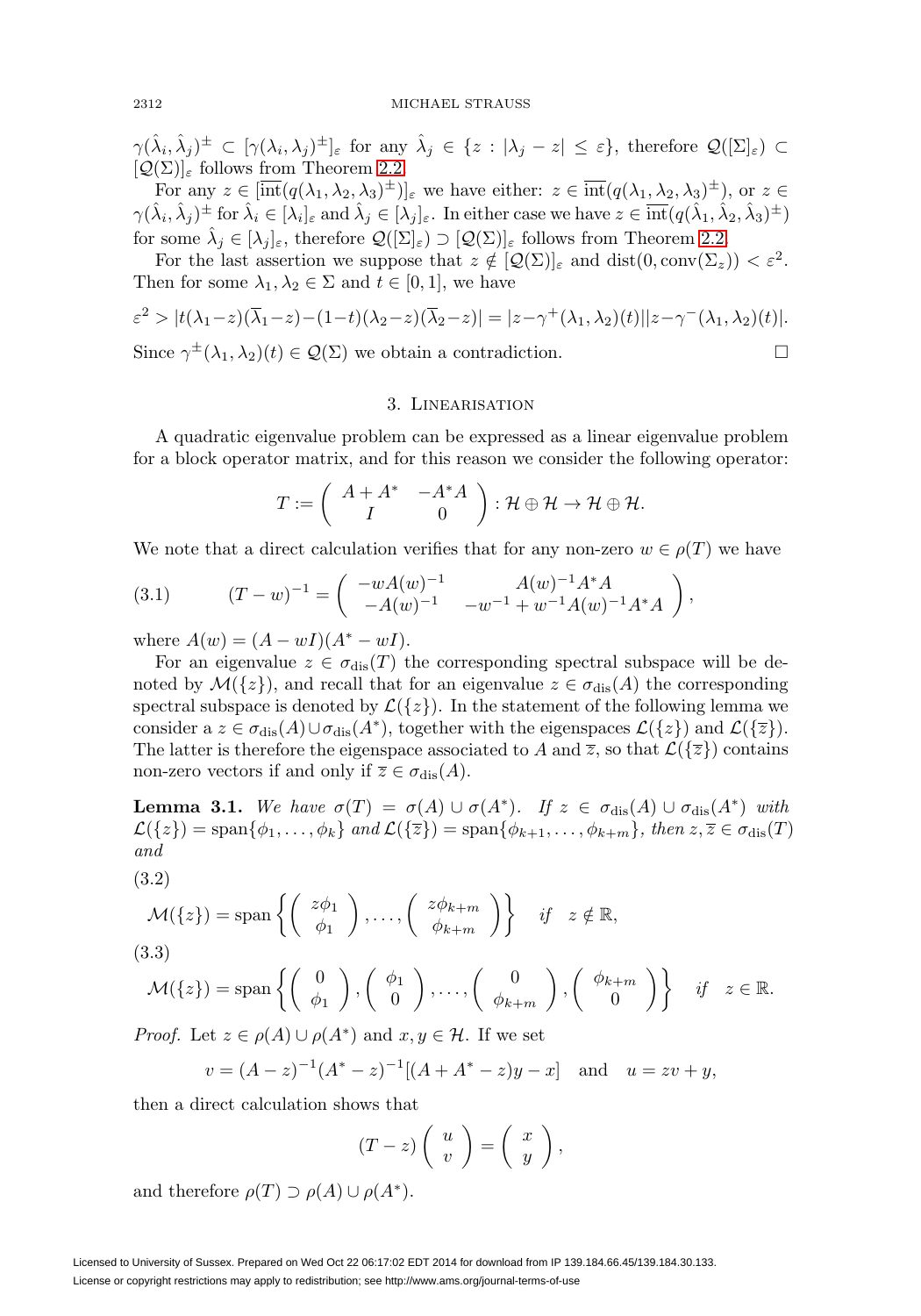$\gamma(\hat{\lambda}_i, \hat{\lambda}_j)^\pm \subset [\gamma(\lambda_i, \lambda_j)^\pm]_\varepsilon$ for any $\hat{\lambda}_j \in \{z : |\lambda_j - z| \le \varepsilon\}$, therefore $\mathcal{Q}([\Sigma]_\varepsilon) \subset [\mathcal{Q}(\Sigma)]_\varepsilon$ follows from Theorem 2.2.

For any $z \in [\overline{\mathrm{int}}(q(\lambda_1, \lambda_2, \lambda_3)^\pm)]_\varepsilon$ we have either: $z \in \overline{\mathrm{int}}(q(\lambda_1, \lambda_2, \lambda_3)^\pm)$, or $z \in \gamma(\hat{\lambda}_i, \hat{\lambda}_j)^\pm$ for $\hat{\lambda}_i \in [\lambda_i]_\varepsilon$ and $\hat{\lambda}_j \in [\lambda_j]_\varepsilon$. In either case we have $z \in \overline{\mathrm{int}}(q(\hat{\lambda}_1, \hat{\lambda}_2, \hat{\lambda}_3)^\pm)$ for some $\hat{\lambda}_j \in [\lambda_j]_\varepsilon$, therefore $\mathcal{Q}([\Sigma]_\varepsilon) \supset [\mathcal{Q}(\Sigma)]_\varepsilon$ follows from Theorem 2.2.

For the last assertion we suppose that $z \notin [\mathcal{Q}(\Sigma)]_\varepsilon$ and $\mathrm{dist}(0, \mathrm{conv}(\Sigma_z)) < \varepsilon^2$. Then for some $\lambda_1, \lambda_2 \in \Sigma$ and $t \in [0,1]$, we have

$$\varepsilon^2 > |t(\lambda_1 - z)(\overline{\lambda}_1 - z) - (1-t)(\lambda_2 - z)(\overline{\lambda}_2 - z)| = |z - \gamma^+(\lambda_1, \lambda_2)(t)||z - \gamma^-(\lambda_1, \lambda_2)(t)|.$$

Since $\gamma^\pm(\lambda_1, \lambda_2)(t) \in \mathcal{Q}(\Sigma)$ we obtain a contradiction. $\square$

## 3. Linearisation

A quadratic eigenvalue problem can be expressed as a linear eigenvalue problem for a block operator matrix, and for this reason we consider the following operator:

$$T := \begin{pmatrix} A + A^* & -A^*A \\ I & 0 \end{pmatrix} : \mathcal{H} \oplus \mathcal{H} \to \mathcal{H} \oplus \mathcal{H}.$$

We note that a direct calculation verifies that for any non-zero $w \in \rho(T)$ we have

$$(T - w)^{-1} = \begin{pmatrix} -wA(w)^{-1} & A(w)^{-1}A^*A \\ -A(w)^{-1} & -w^{-1} + w^{-1}A(w)^{-1}A^*A \end{pmatrix}, \tag{3.1}$$

where $A(w) = (A - wI)(A^* - wI)$.

For an eigenvalue $z \in \sigma_{\mathrm{dis}}(T)$ the corresponding spectral subspace will be denoted by $\mathcal{M}(\{z\})$, and recall that for an eigenvalue $z \in \sigma_{\mathrm{dis}}(A)$ the corresponding spectral subspace is denoted by $\mathcal{L}(\{z\})$. In the statement of the following lemma we consider a $z \in \sigma_{\mathrm{dis}}(A) \cup \sigma_{\mathrm{dis}}(A^*)$, together with the eigenspaces $\mathcal{L}(\{z\})$ and $\mathcal{L}(\{\overline{z}\})$. The latter is therefore the eigenspace associated to $A$ and $\overline{z}$, so that $\mathcal{L}(\{\overline{z}\})$ contains non-zero vectors if and only if $\overline{z} \in \sigma_{\mathrm{dis}}(A)$.

**Lemma 3.1.** *We have $\sigma(T) = \sigma(A) \cup \sigma(A^*)$. If $z \in \sigma_{\mathrm{dis}}(A) \cup \sigma_{\mathrm{dis}}(A^*)$ with $\mathcal{L}(\{z\}) = \mathrm{span}\{\phi_1, \dots, \phi_k\}$ and $\mathcal{L}(\{\overline{z}\}) = \mathrm{span}\{\phi_{k+1}, \dots, \phi_{k+m}\}$, then $z, \overline{z} \in \sigma_{\mathrm{dis}}(T)$ and*

$$\mathcal{M}(\{z\}) = \mathrm{span}\left\{ \begin{pmatrix} z\phi_1 \\ \phi_1 \end{pmatrix}, \dots, \begin{pmatrix} z\phi_{k+m} \\ \phi_{k+m} \end{pmatrix} \right\} \quad \text{if} \quad z \notin \mathbb{R}, \tag{3.2}$$

$$\mathcal{M}(\{z\}) = \mathrm{span}\left\{ \begin{pmatrix} 0 \\ \phi_1 \end{pmatrix}, \begin{pmatrix} \phi_1 \\ 0 \end{pmatrix}, \dots, \begin{pmatrix} 0 \\ \phi_{k+m} \end{pmatrix}, \begin{pmatrix} \phi_{k+m} \\ 0 \end{pmatrix} \right\} \quad \text{if} \quad z \in \mathbb{R}. \tag{3.3}$$

*Proof.* Let $z \in \rho(A) \cup \rho(A^*)$ and $x, y \in \mathcal{H}$. If we set

$$v = (A - z)^{-1}(A^* - z)^{-1}[(A + A^* - z)y - x] \quad \text{and} \quad u = zv + y,$$

then a direct calculation shows that

$$(T - z)\begin{pmatrix} u \\ v \end{pmatrix} = \begin{pmatrix} x \\ y \end{pmatrix},$$

and therefore $\rho(T) \supset \rho(A) \cup \rho(A^*)$.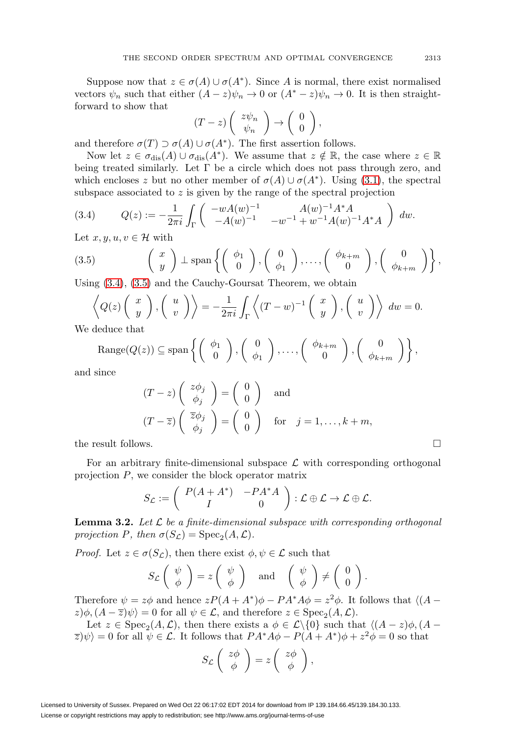Suppose now that $z \in \sigma(A) \cup \sigma(A^*)$. Since $A$ is normal, there exist normalised vectors $\psi_n$ such that either $(A-z)\psi_n \to 0$ or $(A^*-z)\psi_n \to 0$. It is then straightforward to show that

$$(T-z)\begin{pmatrix} z\psi_n \\ \psi_n \end{pmatrix} \to \begin{pmatrix} 0 \\ 0 \end{pmatrix},$$

and therefore $\sigma(T) \supset \sigma(A) \cup \sigma(A^*)$. The first assertion follows.

Now let $z \in \sigma_{\mathrm{dis}}(A) \cup \sigma_{\mathrm{dis}}(A^*)$. We assume that $z \notin \mathbb{R}$, the case where $z \in \mathbb{R}$ being treated similarly. Let $\Gamma$ be a circle which does not pass through zero, and which encloses $z$ but no other member of $\sigma(A) \cup \sigma(A^*)$. Using (3.1), the spectral subspace associated to $z$ is given by the range of the spectral projection

$$Q(z) := -\frac{1}{2\pi i}\int_\Gamma \begin{pmatrix} -wA(w)^{-1} & A(w)^{-1}A^*A \\ -A(w)^{-1} & -w^{-1} + w^{-1}A(w)^{-1}A^*A \end{pmatrix}\, dw. \tag{3.4}$$

Let $x, y, u, v \in \mathcal{H}$ with

$$\begin{pmatrix} x \\ y \end{pmatrix} \perp \operatorname{span}\left\{\begin{pmatrix} \phi_1 \\ 0 \end{pmatrix}, \begin{pmatrix} 0 \\ \phi_1 \end{pmatrix}, \dots, \begin{pmatrix} \phi_{k+m} \\ 0 \end{pmatrix}, \begin{pmatrix} 0 \\ \phi_{k+m} \end{pmatrix}\right\}, \tag{3.5}$$

Using (3.4), (3.5) and the Cauchy-Goursat Theorem, we obtain

$$\left\langle Q(z)\begin{pmatrix} x \\ y \end{pmatrix}, \begin{pmatrix} u \\ v \end{pmatrix}\right\rangle = -\frac{1}{2\pi i}\int_\Gamma \left\langle (T-w)^{-1}\begin{pmatrix} x \\ y \end{pmatrix}, \begin{pmatrix} u \\ v \end{pmatrix}\right\rangle\, dw = 0.$$

We deduce that

$$\operatorname{Range}(Q(z)) \subseteq \operatorname{span}\left\{\begin{pmatrix} \phi_1 \\ 0 \end{pmatrix}, \begin{pmatrix} 0 \\ \phi_1 \end{pmatrix}, \dots, \begin{pmatrix} \phi_{k+m} \\ 0 \end{pmatrix}, \begin{pmatrix} 0 \\ \phi_{k+m} \end{pmatrix}\right\},$$

and since

$$(T-z)\begin{pmatrix} z\phi_j \\ \phi_j \end{pmatrix} = \begin{pmatrix} 0 \\ 0 \end{pmatrix} \quad \text{and}$$
$$(T-\overline{z})\begin{pmatrix} \overline{z}\phi_j \\ \phi_j \end{pmatrix} = \begin{pmatrix} 0 \\ 0 \end{pmatrix} \quad \text{for} \quad j = 1, \dots, k+m,$$

the result follows. □

For an arbitrary finite-dimensional subspace $\mathcal{L}$ with corresponding orthogonal projection $P$, we consider the block operator matrix

$$S_{\mathcal{L}} := \begin{pmatrix} P(A+A^*) & -PA^*A \\ I & 0 \end{pmatrix} : \mathcal{L} \oplus \mathcal{L} \to \mathcal{L} \oplus \mathcal{L}.$$

**Lemma 3.2.** *Let $\mathcal{L}$ be a finite-dimensional subspace with corresponding orthogonal projection $P$, then $\sigma(S_{\mathcal{L}}) = \operatorname{Spec}_2(A, \mathcal{L})$.*

*Proof.* Let $z \in \sigma(S_{\mathcal{L}})$, then there exist $\phi, \psi \in \mathcal{L}$ such that

$$S_{\mathcal{L}}\begin{pmatrix} \psi \\ \phi \end{pmatrix} = z\begin{pmatrix} \psi \\ \phi \end{pmatrix} \quad \text{and} \quad \begin{pmatrix} \psi \\ \phi \end{pmatrix} \neq \begin{pmatrix} 0 \\ 0 \end{pmatrix}.$$

Therefore $\psi = z\phi$ and hence $zP(A+A^*)\phi - PA^*A\phi = z^2\phi$. It follows that $\langle (A-z)\phi, (A-\overline{z})\psi\rangle = 0$ for all $\psi \in \mathcal{L}$, and therefore $z \in \operatorname{Spec}_2(A, \mathcal{L})$.

Let $z \in \operatorname{Spec}_2(A, \mathcal{L})$, then there exists a $\phi \in \mathcal{L}\backslash\{0\}$ such that $\langle (A-z)\phi, (A-\overline{z})\psi\rangle = 0$ for all $\psi \in \mathcal{L}$. It follows that $PA^*A\phi - P(A+A^*)\phi + z^2\phi = 0$ so that

$$S_{\mathcal{L}}\begin{pmatrix} z\phi \\ \phi \end{pmatrix} = z\begin{pmatrix} z\phi \\ \phi \end{pmatrix},$$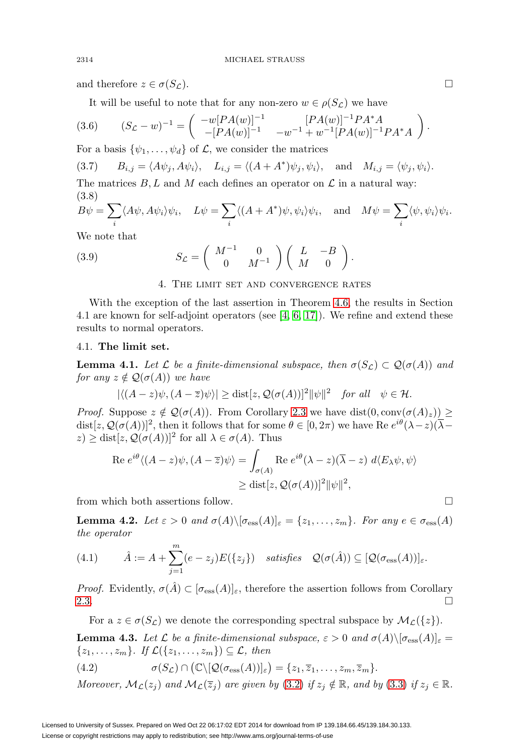and therefore $z \in \sigma(S_{\mathcal{L}})$. ☐

It will be useful to note that for any non-zero $w \in \rho(S_{\mathcal{L}})$ we have

$$(3.6) \qquad (S_{\mathcal{L}} - w)^{-1} = \begin{pmatrix} -w[PA(w)]^{-1} & [PA(w)]^{-1}PA^*A \\ -[PA(w)]^{-1} & -w^{-1} + w^{-1}[PA(w)]^{-1}PA^*A \end{pmatrix}.$$

For a basis $\{\psi_1, \dots, \psi_d\}$ of $\mathcal{L}$, we consider the matrices

$$(3.7) \qquad B_{i,j} = \langle A\psi_j, A\psi_i\rangle, \quad L_{i,j} = \langle (A + A^*)\psi_j, \psi_i\rangle, \quad \text{and} \quad M_{i,j} = \langle \psi_j, \psi_i\rangle.$$

The matrices $B, L$ and $M$ each defines an operator on $\mathcal{L}$ in a natural way:

$$(3.8) \qquad B\psi = \sum_i \langle A\psi, A\psi_i\rangle\psi_i, \quad L\psi = \sum_i \langle (A + A^*)\psi, \psi_i\rangle\psi_i, \quad \text{and} \quad M\psi = \sum_i \langle \psi, \psi_i\rangle\psi_i.$$

We note that

$$(3.9) \qquad S_{\mathcal{L}} = \begin{pmatrix} M^{-1} & 0 \\ 0 & M^{-1} \end{pmatrix} \begin{pmatrix} L & -B \\ M & 0 \end{pmatrix}.$$

## 4. The limit set and convergence rates

With the exception of the last assertion in Theorem 4.6, the results in Section 4.1 are known for self-adjoint operators (see [4, 6, 17]). We refine and extend these results to normal operators.

### 4.1. The limit set.

**Lemma 4.1.** *Let $\mathcal{L}$ be a finite-dimensional subspace, then $\sigma(S_{\mathcal{L}}) \subset \mathcal{Q}(\sigma(A))$ and for any $z \notin \mathcal{Q}(\sigma(A))$ we have*

$$|\langle (A - z)\psi, (A - \overline{z})\psi\rangle| \geq \operatorname{dist}[z, \mathcal{Q}(\sigma(A))]^2 \|\psi\|^2 \quad \text{for all} \quad \psi \in \mathcal{H}.$$

*Proof.* Suppose $z \notin \mathcal{Q}(\sigma(A))$. From Corollary 2.3 we have $\operatorname{dist}(0, \operatorname{conv}(\sigma(A)_z)) \geq \operatorname{dist}[z, \mathcal{Q}(\sigma(A))]^2$, then it follows that for some $\theta \in [0, 2\pi)$ we have $\operatorname{Re} e^{i\theta}(\lambda - z)(\overline{\lambda} - z) \geq \operatorname{dist}[z, \mathcal{Q}(\sigma(A))]^2$ for all $\lambda \in \sigma(A)$. Thus

$$\begin{aligned}
\operatorname{Re} e^{i\theta}\langle (A - z)\psi, (A - \overline{z})\psi\rangle &= \int_{\sigma(A)} \operatorname{Re} e^{i\theta}(\lambda - z)(\overline{\lambda} - z)\ d\langle E_\lambda\psi, \psi\rangle \\
&\geq \operatorname{dist}[z, \mathcal{Q}(\sigma(A))]^2\|\psi\|^2,
\end{aligned}$$

from which both assertions follow. ☐

**Lemma 4.2.** *Let $\varepsilon > 0$ and $\sigma(A)\backslash[\sigma_{\mathrm{ess}}(A)]_\varepsilon = \{z_1, \dots, z_m\}$. For any $e \in \sigma_{\mathrm{ess}}(A)$ the operator*

$$(4.1) \qquad \hat{A} := A + \sum_{j=1}^m (e - z_j)E(\{z_j\}) \quad \textit{satisfies} \quad \mathcal{Q}(\sigma(\hat{A})) \subseteq [\mathcal{Q}(\sigma_{\mathrm{ess}}(A))]_\varepsilon.$$

*Proof.* Evidently, $\sigma(\hat{A}) \subset [\sigma_{\mathrm{ess}}(A)]_\varepsilon$, therefore the assertion follows from Corollary 2.3. ☐

For a $z \in \sigma(S_{\mathcal{L}})$ we denote the corresponding spectral subspace by $\mathcal{M}_{\mathcal{L}}(\{z\})$.

**Lemma 4.3.** *Let $\mathcal{L}$ be a finite-dimensional subspace, $\varepsilon > 0$ and $\sigma(A)\backslash[\sigma_{\mathrm{ess}}(A)]_\varepsilon = \{z_1, \dots, z_m\}$. If $\mathcal{L}(\{z_1, \dots, z_m\}) \subseteq \mathcal{L}$, then*

$$(4.2) \qquad \sigma(S_{\mathcal{L}}) \cap \left(\mathbb{C}\backslash[\mathcal{Q}(\sigma_{\mathrm{ess}}(A))]_\varepsilon\right) = \{z_1, \overline{z}_1, \dots, z_m, \overline{z}_m\}.$$

*Moreover, $\mathcal{M}_{\mathcal{L}}(z_j)$ and $\mathcal{M}_{\mathcal{L}}(\overline{z}_j)$ are given by (3.2) if $z_j \notin \mathbb{R}$, and by (3.3) if $z_j \in \mathbb{R}$.*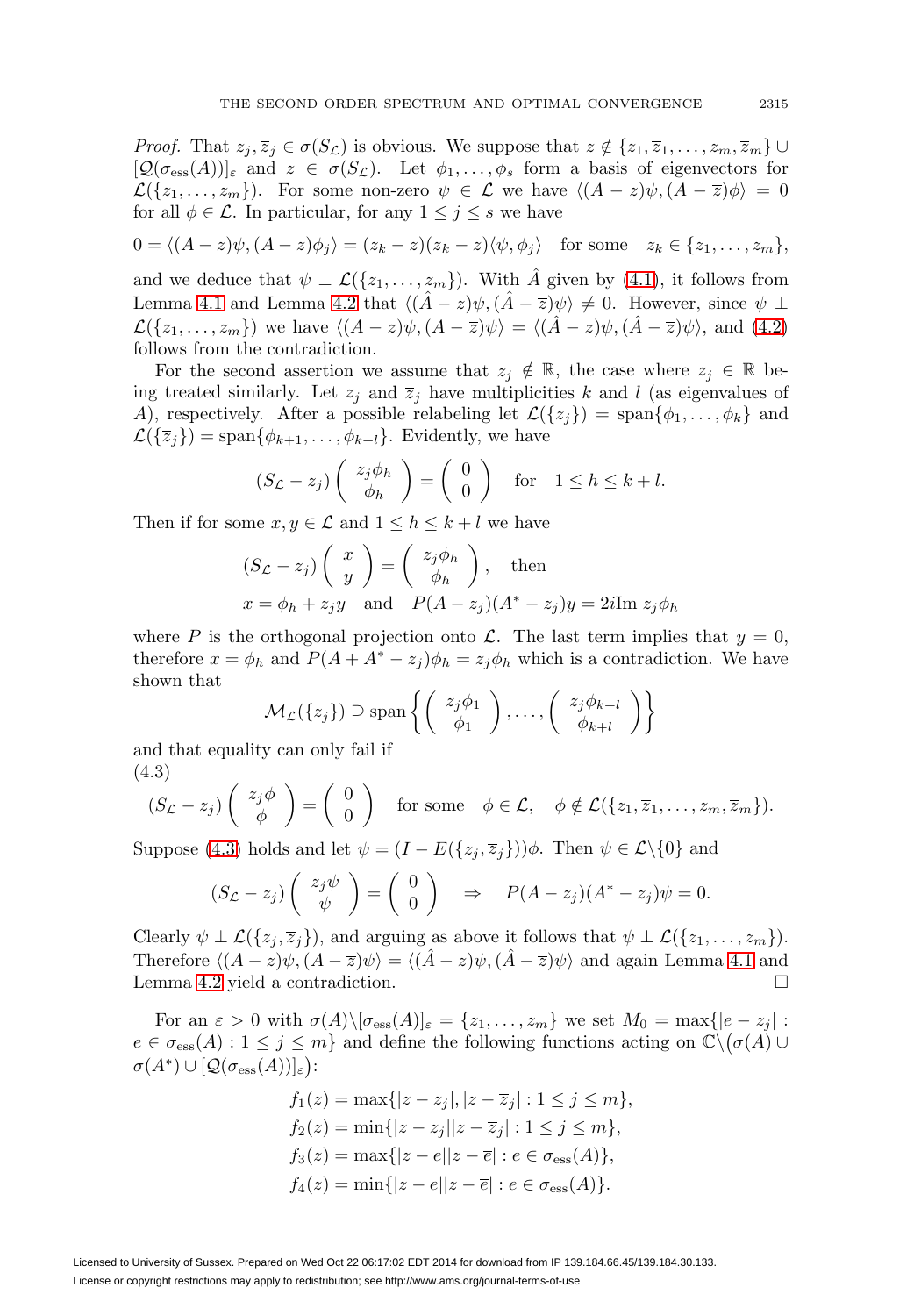*Proof.* That $z_j, \overline{z}_j \in \sigma(S_{\mathcal{L}})$ is obvious. We suppose that $z \notin \{z_1, \overline{z}_1, \dots, z_m, \overline{z}_m\} \cup [\mathcal{Q}(\sigma_{\mathrm{ess}}(A))]_\varepsilon$ and $z \in \sigma(S_{\mathcal{L}})$. Let $\phi_1, \dots, \phi_s$ form a basis of eigenvectors for $\mathcal{L}(\{z_1, \dots, z_m\})$. For some non-zero $\psi \in \mathcal{L}$ we have $\langle (A - z)\psi, (A - \overline{z})\phi \rangle = 0$ for all $\phi \in \mathcal{L}$. In particular, for any $1 \le j \le s$ we have

$$0 = \langle (A - z)\psi, (A - \overline{z})\phi_j \rangle = (z_k - z)(\overline{z}_k - z)\langle \psi, \phi_j \rangle \quad \text{for some} \quad z_k \in \{z_1, \dots, z_m\},$$

and we deduce that $\psi \perp \mathcal{L}(\{z_1, \dots, z_m\})$. With $\hat{A}$ given by (4.1), it follows from Lemma 4.1 and Lemma 4.2 that $\langle (\hat{A} - z)\psi, (\hat{A} - \overline{z})\psi \rangle \neq 0$. However, since $\psi \perp \mathcal{L}(\{z_1, \dots, z_m\})$ we have $\langle (A - z)\psi, (A - \overline{z})\psi \rangle = \langle (\hat{A} - z)\psi, (\hat{A} - \overline{z})\psi \rangle$, and (4.2) follows from the contradiction.

For the second assertion we assume that $z_j \notin \mathbb{R}$, the case where $z_j \in \mathbb{R}$ being treated similarly. Let $z_j$ and $\overline{z}_j$ have multiplicities $k$ and $l$ (as eigenvalues of $A$), respectively. After a possible relabeling let $\mathcal{L}(\{z_j\}) = \mathrm{span}\{\phi_1, \dots, \phi_k\}$ and $\mathcal{L}(\{\overline{z}_j\}) = \mathrm{span}\{\phi_{k+1}, \dots, \phi_{k+l}\}$. Evidently, we have

$$(S_{\mathcal{L}} - z_j)\begin{pmatrix} z_j\phi_h \\ \phi_h \end{pmatrix} = \begin{pmatrix} 0 \\ 0 \end{pmatrix} \quad \text{for} \quad 1 \le h \le k + l.$$

Then if for some $x, y \in \mathcal{L}$ and $1 \le h \le k + l$ we have

$$(S_{\mathcal{L}} - z_j)\begin{pmatrix} x \\ y \end{pmatrix} = \begin{pmatrix} z_j\phi_h \\ \phi_h \end{pmatrix}, \quad \text{then}$$
$$x = \phi_h + z_j y \quad \text{and} \quad P(A - z_j)(A^* - z_j)y = 2i\mathrm{Im}\, z_j\phi_h$$

where $P$ is the orthogonal projection onto $\mathcal{L}$. The last term implies that $y = 0$, therefore $x = \phi_h$ and $P(A + A^* - z_j)\phi_h = z_j\phi_h$ which is a contradiction. We have shown that

$$\mathcal{M}_{\mathcal{L}}(\{z_j\}) \supseteq \mathrm{span}\left\{ \begin{pmatrix} z_j\phi_1 \\ \phi_1 \end{pmatrix}, \dots, \begin{pmatrix} z_j\phi_{k+l} \\ \phi_{k+l} \end{pmatrix} \right\}$$

and that equality can only fail if

(4.3)
$$(S_{\mathcal{L}} - z_j)\begin{pmatrix} z_j\phi \\ \phi \end{pmatrix} = \begin{pmatrix} 0 \\ 0 \end{pmatrix} \quad \text{for some} \quad \phi \in \mathcal{L}, \quad \phi \notin \mathcal{L}(\{z_1, \overline{z}_1, \dots, z_m, \overline{z}_m\}).$$

Suppose (4.3) holds and let $\psi = (I - E(\{z_j, \overline{z}_j\}))\phi$. Then $\psi \in \mathcal{L}\backslash\{0\}$ and

$$(S_{\mathcal{L}} - z_j)\begin{pmatrix} z_j\psi \\ \psi \end{pmatrix} = \begin{pmatrix} 0 \\ 0 \end{pmatrix} \quad \Rightarrow \quad P(A - z_j)(A^* - z_j)\psi = 0.$$

Clearly $\psi \perp \mathcal{L}(\{z_j, \overline{z}_j\})$, and arguing as above it follows that $\psi \perp \mathcal{L}(\{z_1, \dots, z_m\})$. Therefore $\langle (A - z)\psi, (A - \overline{z})\psi \rangle = \langle (\hat{A} - z)\psi, (\hat{A} - \overline{z})\psi \rangle$ and again Lemma 4.1 and Lemma 4.2 yield a contradiction. $\square$

For an $\varepsilon > 0$ with $\sigma(A)\backslash[\sigma_{\mathrm{ess}}(A)]_\varepsilon = \{z_1, \dots, z_m\}$ we set $M_0 = \max\{|e - z_j| : e \in \sigma_{\mathrm{ess}}(A) : 1 \le j \le m\}$ and define the following functions acting on $\mathbb{C}\backslash\big(\sigma(A) \cup \sigma(A^*) \cup [\mathcal{Q}(\sigma_{\mathrm{ess}}(A))]_\varepsilon\big)$:

$$f_1(z) = \max\{|z - z_j|, |z - \overline{z}_j| : 1 \le j \le m\},$$
$$f_2(z) = \min\{|z - z_j||z - \overline{z}_j| : 1 \le j \le m\},$$
$$f_3(z) = \max\{|z - e||z - \overline{e}| : e \in \sigma_{\mathrm{ess}}(A)\},$$
$$f_4(z) = \min\{|z - e||z - \overline{e}| : e \in \sigma_{\mathrm{ess}}(A)\}.$$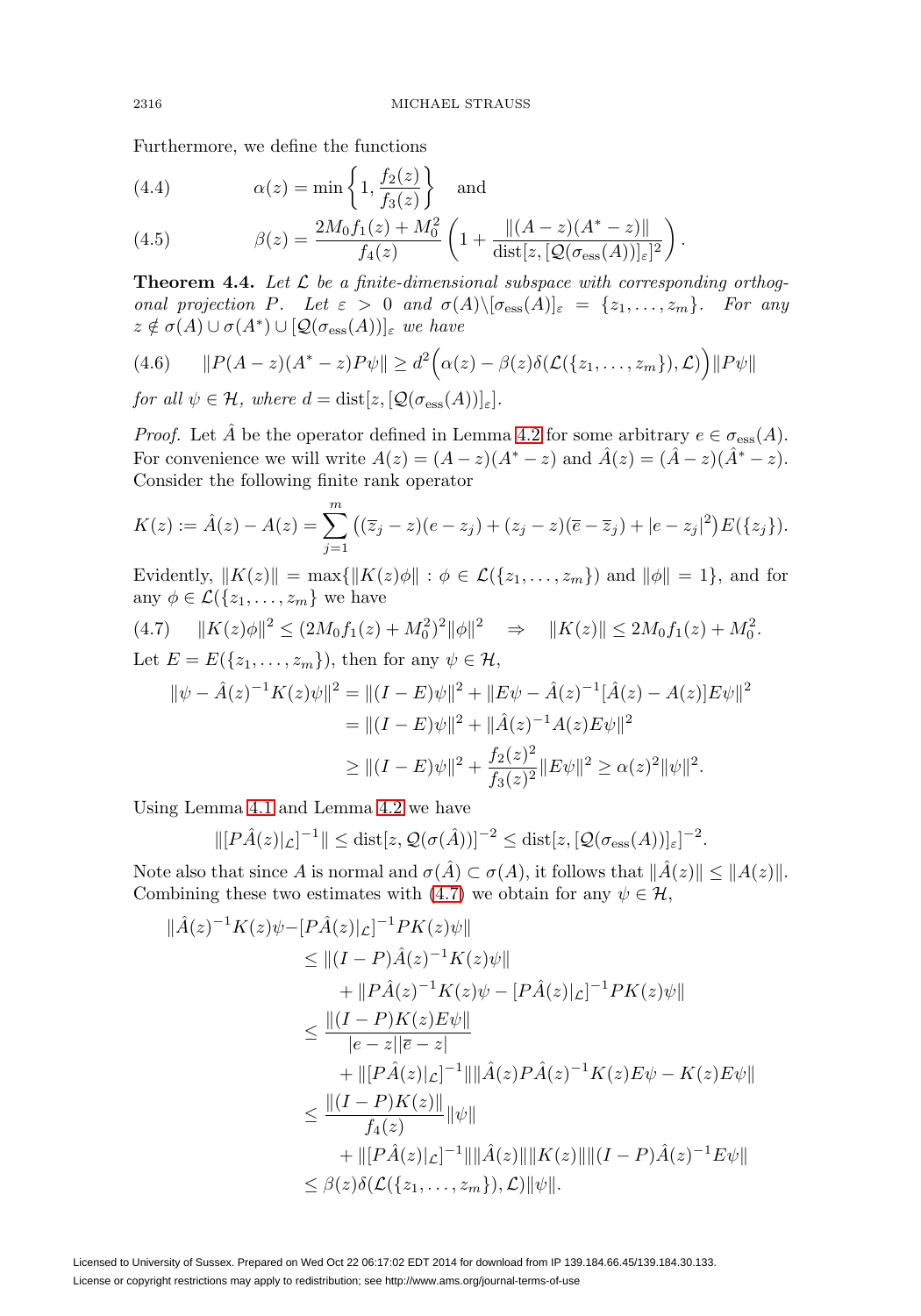Furthermore, we define the functions

$$\alpha(z) = \min\left\{1, \frac{f_2(z)}{f_3(z)}\right\} \quad \text{and} \tag{4.4}$$

$$\beta(z) = \frac{2M_0 f_1(z) + M_0^2}{f_4(z)}\left(1 + \frac{\|(A-z)(A^*-z)\|}{\operatorname{dist}[z, [\mathcal{Q}(\sigma_{\mathrm{ess}}(A))]_\varepsilon]^2}\right). \tag{4.5}$$

**Theorem 4.4.** *Let $\mathcal{L}$ be a finite-dimensional subspace with corresponding orthogonal projection $P$. Let $\varepsilon > 0$ and $\sigma(A)\backslash[\sigma_{\mathrm{ess}}(A)]_\varepsilon = \{z_1, \ldots, z_m\}$. For any $z \notin \sigma(A) \cup \sigma(A^*) \cup [\mathcal{Q}(\sigma_{\mathrm{ess}}(A))]_\varepsilon$ we have*

$$\|P(A-z)(A^*-z)P\psi\| \geq d^2\Big(\alpha(z) - \beta(z)\delta(\mathcal{L}(\{z_1, \ldots, z_m\}), \mathcal{L})\Big)\|P\psi\| \tag{4.6}$$

*for all $\psi \in \mathcal{H}$, where $d = \operatorname{dist}[z, [\mathcal{Q}(\sigma_{\mathrm{ess}}(A))]_\varepsilon]$.*

*Proof.* Let $\hat{A}$ be the operator defined in Lemma 4.2 for some arbitrary $e \in \sigma_{\mathrm{ess}}(A)$. For convenience we will write $A(z) = (A-z)(A^*-z)$ and $\hat{A}(z) = (\hat{A}-z)(\hat{A}^*-z)$. Consider the following finite rank operator

$$K(z) := \hat{A}(z) - A(z) = \sum_{j=1}^{m}\big((\overline{z}_j - z)(e - z_j) + (z_j - z)(\overline{e} - \overline{z}_j) + |e - z_j|^2\big)E(\{z_j\}).$$

Evidently, $\|K(z)\| = \max\{\|K(z)\phi\| : \phi \in \mathcal{L}(\{z_1, \ldots, z_m\}) \text{ and } \|\phi\| = 1\}$, and for any $\phi \in \mathcal{L}(\{z_1, \ldots, z_m\})$ we have

$$\|K(z)\phi\|^2 \leq (2M_0 f_1(z) + M_0^2)^2\|\phi\|^2 \quad \Rightarrow \quad \|K(z)\| \leq 2M_0 f_1(z) + M_0^2. \tag{4.7}$$

Let $E = E(\{z_1, \ldots, z_m\})$, then for any $\psi \in \mathcal{H}$,

$$\begin{aligned}
\|\psi - \hat{A}(z)^{-1}K(z)\psi\|^2 &= \|(I-E)\psi\|^2 + \|E\psi - \hat{A}(z)^{-1}[\hat{A}(z) - A(z)]E\psi\|^2 \\
&= \|(I-E)\psi\|^2 + \|\hat{A}(z)^{-1}A(z)E\psi\|^2 \\
&\geq \|(I-E)\psi\|^2 + \frac{f_2(z)^2}{f_3(z)^2}\|E\psi\|^2 \geq \alpha(z)^2\|\psi\|^2.
\end{aligned}$$

Using Lemma 4.1 and Lemma 4.2 we have

$$\|[P\hat{A}(z)|_{\mathcal{L}}]^{-1}\| \leq \operatorname{dist}[z, \mathcal{Q}(\sigma(\hat{A}))]^{-2} \leq \operatorname{dist}[z, [\mathcal{Q}(\sigma_{\mathrm{ess}}(A))]_\varepsilon]^{-2}.$$

Note also that since $A$ is normal and $\sigma(\hat{A}) \subset \sigma(A)$, it follows that $\|\hat{A}(z)\| \leq \|A(z)\|$. Combining these two estimates with (4.7) we obtain for any $\psi \in \mathcal{H}$,

$$\begin{aligned}
\|\hat{A}(z)^{-1}K(z)\psi - &[P\hat{A}(z)|_{\mathcal{L}}]^{-1}PK(z)\psi\| \\
&\leq \|(I-P)\hat{A}(z)^{-1}K(z)\psi\| \\
&\quad + \|P\hat{A}(z)^{-1}K(z)\psi - [P\hat{A}(z)|_{\mathcal{L}}]^{-1}PK(z)\psi\| \\
&\leq \frac{\|(I-P)K(z)E\psi\|}{|e-z||\overline{e}-z|} \\
&\quad + \|[P\hat{A}(z)|_{\mathcal{L}}]^{-1}\|\|\hat{A}(z)P\hat{A}(z)^{-1}K(z)E\psi - K(z)E\psi\| \\
&\leq \frac{\|(I-P)K(z)\|}{f_4(z)}\|\psi\| \\
&\quad + \|[P\hat{A}(z)|_{\mathcal{L}}]^{-1}\|\|\hat{A}(z)\|\|K(z)\|\|(I-P)\hat{A}(z)^{-1}E\psi\| \\
&\leq \beta(z)\delta(\mathcal{L}(\{z_1, \ldots, z_m\}), \mathcal{L})\|\psi\|.
\end{aligned}$$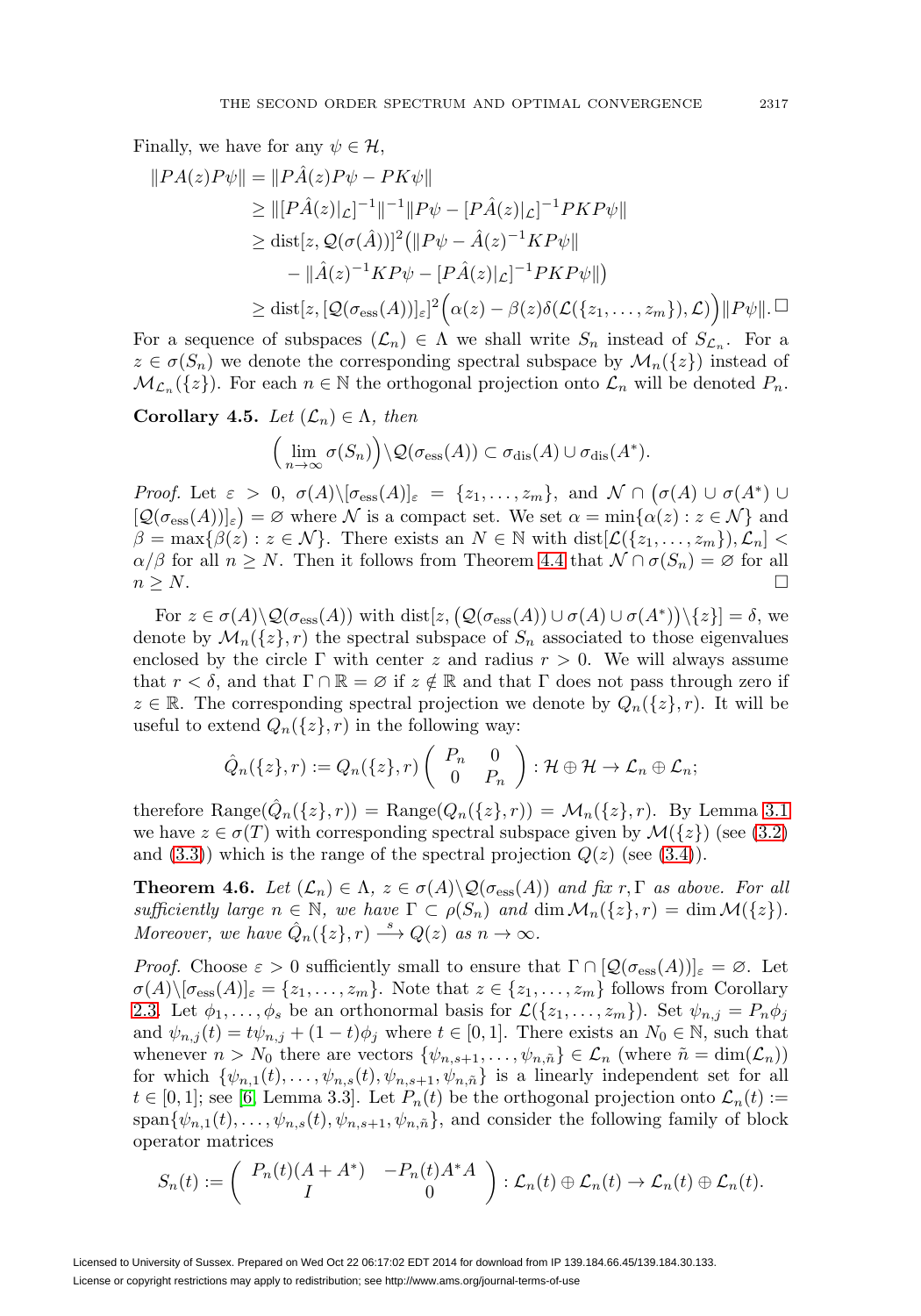Finally, we have for any $\psi \in \mathcal{H}$,

$$
\begin{aligned}
\|PA(z)P\psi\| &= \|P\hat{A}(z)P\psi - PK\psi\| \\
&\geq \|[P\hat{A}(z)|_{\mathcal{L}}]^{-1}\|^{-1}\|P\psi - [P\hat{A}(z)|_{\mathcal{L}}]^{-1}PKP\psi\| \\
&\geq \operatorname{dist}[z, \mathcal{Q}(\sigma(\hat{A}))]^2\big(\|P\psi - \hat{A}(z)^{-1}KP\psi\| \\
&\quad - \|\hat{A}(z)^{-1}KP\psi - [P\hat{A}(z)|_{\mathcal{L}}]^{-1}PKP\psi\|\big) \\
&\geq \operatorname{dist}[z, [\mathcal{Q}(\sigma_{\mathrm{ess}}(A))]_\varepsilon]^2\Big(\alpha(z) - \beta(z)\delta(\mathcal{L}(\{z_1,\dots,z_m\}),\mathcal{L})\Big)\|P\psi\|. \ \square
\end{aligned}
$$

For a sequence of subspaces $(\mathcal{L}_n) \in \Lambda$ we shall write $S_n$ instead of $S_{\mathcal{L}_n}$. For a $z \in \sigma(S_n)$ we denote the corresponding spectral subspace by $\mathcal{M}_n(\{z\})$ instead of $\mathcal{M}_{\mathcal{L}_n}(\{z\})$. For each $n \in \mathbb{N}$ the orthogonal projection onto $\mathcal{L}_n$ will be denoted $P_n$.

**Corollary 4.5.** *Let $(\mathcal{L}_n) \in \Lambda$, then*

$$
\Big(\lim_{n\to\infty} \sigma(S_n)\Big)\backslash \mathcal{Q}(\sigma_{\mathrm{ess}}(A)) \subset \sigma_{\mathrm{dis}}(A) \cup \sigma_{\mathrm{dis}}(A^*).
$$

*Proof.* Let $\varepsilon > 0$, $\sigma(A)\backslash[\sigma_{\mathrm{ess}}(A)]_\varepsilon = \{z_1,\dots,z_m\}$, and $\mathcal{N} \cap \big(\sigma(A) \cup \sigma(A^*) \cup [\mathcal{Q}(\sigma_{\mathrm{ess}}(A))]_\varepsilon\big) = \varnothing$ where $\mathcal{N}$ is a compact set. We set $\alpha = \min\{\alpha(z) : z \in \mathcal{N}\}$ and $\beta = \max\{\beta(z) : z \in \mathcal{N}\}$. There exists an $N \in \mathbb{N}$ with $\operatorname{dist}[\mathcal{L}(\{z_1,\dots,z_m\}),\mathcal{L}_n] < \alpha/\beta$ for all $n \geq N$. Then it follows from Theorem 4.4 that $\mathcal{N} \cap \sigma(S_n) = \varnothing$ for all $n \geq N$. $\square$

For $z \in \sigma(A)\backslash\mathcal{Q}(\sigma_{\mathrm{ess}}(A))$ with $\operatorname{dist}[z, \big(\mathcal{Q}(\sigma_{\mathrm{ess}}(A)) \cup \sigma(A) \cup \sigma(A^*)\big)\backslash\{z\}] = \delta$, we denote by $\mathcal{M}_n(\{z\}, r)$ the spectral subspace of $S_n$ associated to those eigenvalues enclosed by the circle $\Gamma$ with center $z$ and radius $r > 0$. We will always assume that $r < \delta$, and that $\Gamma \cap \mathbb{R} = \varnothing$ if $z \notin \mathbb{R}$ and that $\Gamma$ does not pass through zero if $z \in \mathbb{R}$. The corresponding spectral projection we denote by $Q_n(\{z\}, r)$. It will be useful to extend $Q_n(\{z\}, r)$ in the following way:

$$
\hat{Q}_n(\{z\}, r) := Q_n(\{z\}, r)\begin{pmatrix} P_n & 0 \\ 0 & P_n \end{pmatrix} : \mathcal{H} \oplus \mathcal{H} \to \mathcal{L}_n \oplus \mathcal{L}_n;
$$

therefore $\operatorname{Range}(\hat{Q}_n(\{z\}, r)) = \operatorname{Range}(Q_n(\{z\}, r)) = \mathcal{M}_n(\{z\}, r)$. By Lemma 3.1 we have $z \in \sigma(T)$ with corresponding spectral subspace given by $\mathcal{M}(\{z\})$ (see (3.2) and (3.3)) which is the range of the spectral projection $Q(z)$ (see (3.4)).

**Theorem 4.6.** *Let $(\mathcal{L}_n) \in \Lambda$, $z \in \sigma(A)\backslash\mathcal{Q}(\sigma_{\mathrm{ess}}(A))$ and fix $r, \Gamma$ as above. For all sufficiently large $n \in \mathbb{N}$, we have $\Gamma \subset \rho(S_n)$ and $\dim \mathcal{M}_n(\{z\}, r) = \dim \mathcal{M}(\{z\})$. Moreover, we have $\hat{Q}_n(\{z\}, r) \stackrel{s}{\longrightarrow} Q(z)$ as $n \to \infty$.*

*Proof.* Choose $\varepsilon > 0$ sufficiently small to ensure that $\Gamma \cap [\mathcal{Q}(\sigma_{\mathrm{ess}}(A))]_\varepsilon = \varnothing$. Let $\sigma(A)\backslash[\sigma_{\mathrm{ess}}(A)]_\varepsilon = \{z_1,\dots,z_m\}$. Note that $z \in \{z_1,\dots,z_m\}$ follows from Corollary 2.3. Let $\phi_1,\dots,\phi_s$ be an orthonormal basis for $\mathcal{L}(\{z_1,\dots,z_m\})$. Set $\psi_{n,j} = P_n\phi_j$ and $\psi_{n,j}(t) = t\psi_{n,j} + (1-t)\phi_j$ where $t \in [0,1]$. There exists an $N_0 \in \mathbb{N}$, such that whenever $n > N_0$ there are vectors $\{\psi_{n,s+1},\dots,\psi_{n,\tilde{n}}\} \in \mathcal{L}_n$ (where $\tilde{n} = \dim(\mathcal{L}_n)$) for which $\{\psi_{n,1}(t),\dots,\psi_{n,s}(t),\psi_{n,s+1},\psi_{n,\tilde{n}}\}$ is a linearly independent set for all $t \in [0,1]$; see [6, Lemma 3.3]. Let $P_n(t)$ be the orthogonal projection onto $\mathcal{L}_n(t) := \operatorname{span}\{\psi_{n,1}(t),\dots,\psi_{n,s}(t),\psi_{n,s+1},\psi_{n,\tilde{n}}\}$, and consider the following family of block operator matrices

$$
S_n(t) := \begin{pmatrix} P_n(t)(A + A^*) & -P_n(t)A^*A \\ I & 0 \end{pmatrix} : \mathcal{L}_n(t) \oplus \mathcal{L}_n(t) \to \mathcal{L}_n(t) \oplus \mathcal{L}_n(t).
$$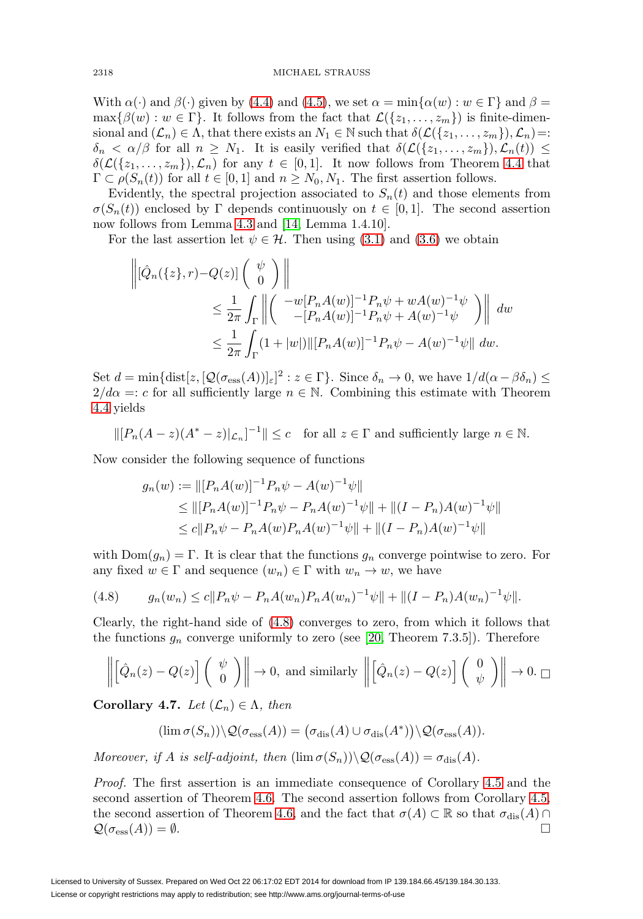With $\alpha(\cdot)$ and $\beta(\cdot)$ given by (4.4) and (4.5), we set $\alpha = \min\{\alpha(w) : w \in \Gamma\}$ and $\beta = \max\{\beta(w) : w \in \Gamma\}$. It follows from the fact that $\mathcal{L}(\{z_1, \ldots, z_m\})$ is finite-dimensional and $(\mathcal{L}_n) \in \Lambda$, that there exists an $N_1 \in \mathbb{N}$ such that $\delta(\mathcal{L}(\{z_1, \ldots, z_m\}), \mathcal{L}_n) =: \delta_n < \alpha/\beta$ for all $n \geq N_1$. It is easily verified that $\delta(\mathcal{L}(\{z_1, \ldots, z_m\}), \mathcal{L}_n(t)) \leq \delta(\mathcal{L}(\{z_1, \ldots, z_m\}), \mathcal{L}_n)$ for any $t \in [0, 1]$. It now follows from Theorem 4.4 that $\Gamma \subset \rho(S_n(t))$ for all $t \in [0, 1]$ and $n \geq N_0, N_1$. The first assertion follows.

Evidently, the spectral projection associated to $S_n(t)$ and those elements from $\sigma(S_n(t))$ enclosed by $\Gamma$ depends continuously on $t \in [0, 1]$. The second assertion now follows from Lemma 4.3 and [14, Lemma 1.4.10].

For the last assertion let $\psi \in \mathcal{H}$. Then using (3.1) and (3.6) we obtain

$$
\begin{aligned}
\left\| [\hat{Q}_n(\{z\}, r) - Q(z)] \begin{pmatrix} \psi \\ 0 \end{pmatrix} \right\| &\leq \frac{1}{2\pi} \int_\Gamma \left\| \begin{pmatrix} -w[P_n A(w)]^{-1} P_n \psi + w A(w)^{-1} \psi \\ -[P_n A(w)]^{-1} P_n \psi + A(w)^{-1} \psi \end{pmatrix} \right\| \, dw \\
&\leq \frac{1}{2\pi} \int_\Gamma (1 + |w|) \| [P_n A(w)]^{-1} P_n \psi - A(w)^{-1} \psi \| \, dw.
\end{aligned}
$$

Set $d = \min\{\operatorname{dist}[z, [\mathcal{Q}(\sigma_{\mathrm{ess}}(A))]_\varepsilon]^2 : z \in \Gamma\}$. Since $\delta_n \to 0$, we have $1/d(\alpha - \beta\delta_n) \leq 2/d\alpha =: c$ for all sufficiently large $n \in \mathbb{N}$. Combining this estimate with Theorem 4.4 yields

$$
\| [P_n(A - z)(A^* - z)|_{\mathcal{L}_n}]^{-1} \| \leq c \quad \text{for all } z \in \Gamma \text{ and sufficiently large } n \in \mathbb{N}.
$$

Now consider the following sequence of functions

$$
\begin{aligned}
g_n(w) &:= \| [P_n A(w)]^{-1} P_n \psi - A(w)^{-1} \psi \| \\
&\leq \| [P_n A(w)]^{-1} P_n \psi - P_n A(w)^{-1} \psi \| + \| (I - P_n) A(w)^{-1} \psi \| \\
&\leq c \| P_n \psi - P_n A(w) P_n A(w)^{-1} \psi \| + \| (I - P_n) A(w)^{-1} \psi \|
\end{aligned}
$$

with $\operatorname{Dom}(g_n) = \Gamma$. It is clear that the functions $g_n$ converge pointwise to zero. For any fixed $w \in \Gamma$ and sequence $(w_n) \in \Gamma$ with $w_n \to w$, we have

$$
g_n(w_n) \leq c \| P_n \psi - P_n A(w_n) P_n A(w_n)^{-1} \psi \| + \| (I - P_n) A(w_n)^{-1} \psi \|. \tag{4.8}
$$

Clearly, the right-hand side of (4.8) converges to zero, from which it follows that the functions $g_n$ converge uniformly to zero (see [20, Theorem 7.3.5]). Therefore

$$
\left\| \left[ \hat{Q}_n(z) - Q(z) \right] \begin{pmatrix} \psi \\ 0 \end{pmatrix} \right\| \to 0, \text{ and similarly } \left\| \left[ \hat{Q}_n(z) - Q(z) \right] \begin{pmatrix} 0 \\ \psi \end{pmatrix} \right\| \to 0. \qquad \square
$$

**Corollary 4.7.** *Let $(\mathcal{L}_n) \in \Lambda$, then*

$$
(\lim \sigma(S_n)) \backslash \mathcal{Q}(\sigma_{\mathrm{ess}}(A)) = \big( \sigma_{\mathrm{dis}}(A) \cup \sigma_{\mathrm{dis}}(A^*) \big) \backslash \mathcal{Q}(\sigma_{\mathrm{ess}}(A)).
$$

*Moreover, if $A$ is self-adjoint, then $(\lim \sigma(S_n)) \backslash \mathcal{Q}(\sigma_{\mathrm{ess}}(A)) = \sigma_{\mathrm{dis}}(A)$.*

*Proof.* The first assertion is an immediate consequence of Corollary 4.5 and the second assertion of Theorem 4.6. The second assertion follows from Corollary 4.5, the second assertion of Theorem 4.6, and the fact that $\sigma(A) \subset \mathbb{R}$ so that $\sigma_{\mathrm{dis}}(A) \cap \mathcal{Q}(\sigma_{\mathrm{ess}}(A)) = \emptyset$. $\square$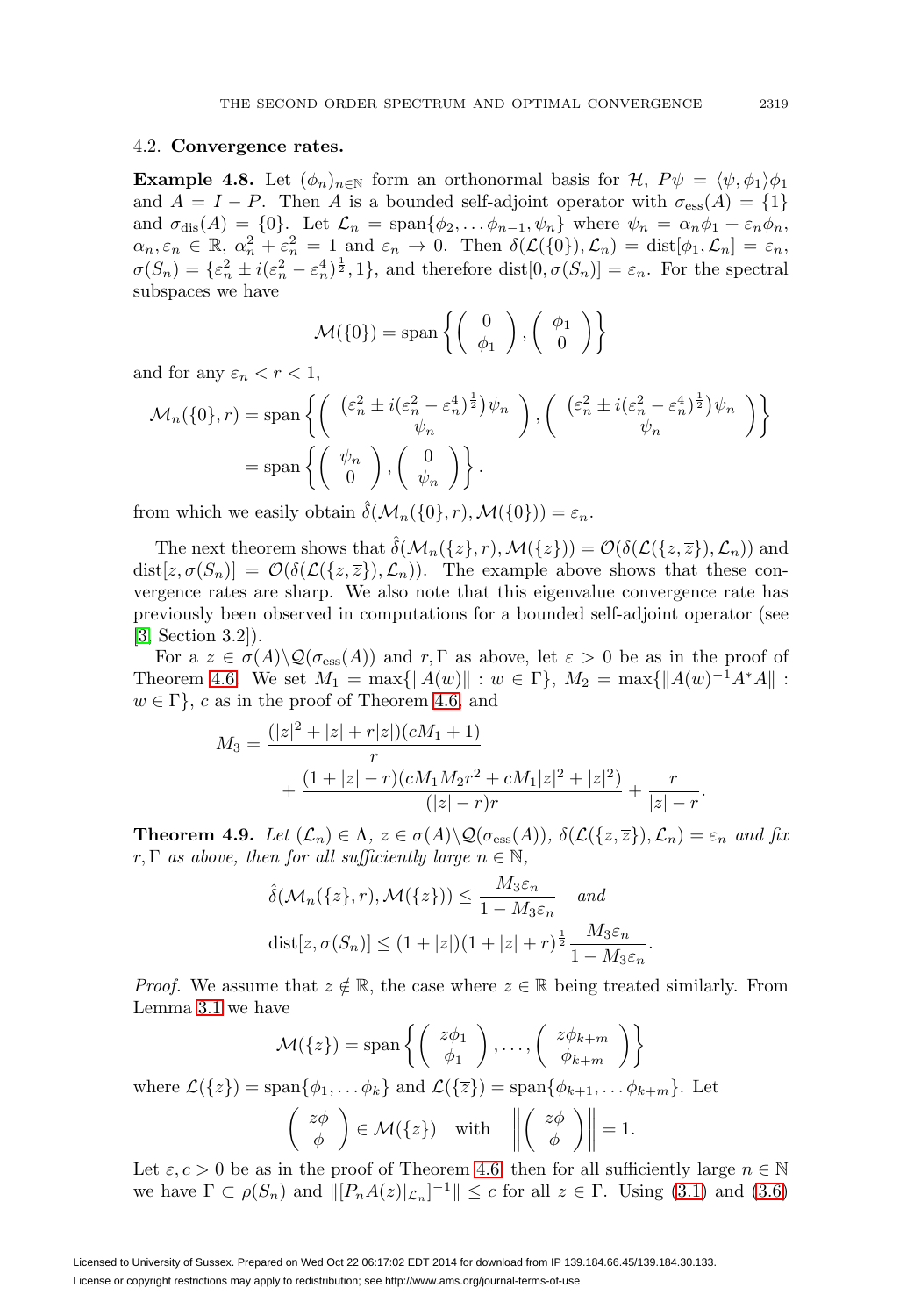### 4.2. **Convergence rates.**

**Example 4.8.** Let $(\phi_n)_{n\in\mathbb{N}}$ form an orthonormal basis for $\mathcal{H}$, $P\psi = \langle\psi,\phi_1\rangle\phi_1$ and $A = I - P$. Then $A$ is a bounded self-adjoint operator with $\sigma_{\mathrm{ess}}(A) = \{1\}$ and $\sigma_{\mathrm{dis}}(A) = \{0\}$. Let $\mathcal{L}_n = \mathrm{span}\{\phi_2,\dots\phi_{n-1},\psi_n\}$ where $\psi_n = \alpha_n\phi_1 + \varepsilon_n\phi_n$, $\alpha_n,\varepsilon_n \in \mathbb{R}$, $\alpha_n^2 + \varepsilon_n^2 = 1$ and $\varepsilon_n \to 0$. Then $\delta(\mathcal{L}(\{0\}),\mathcal{L}_n) = \mathrm{dist}[\phi_1,\mathcal{L}_n] = \varepsilon_n$, $\sigma(S_n) = \{\varepsilon_n^2 \pm i(\varepsilon_n^2-\varepsilon_n^4)^{\frac{1}{2}}, 1\}$, and therefore $\mathrm{dist}[0,\sigma(S_n)] = \varepsilon_n$. For the spectral subspaces we have

$$\mathcal{M}(\{0\}) = \mathrm{span}\left\{\left(\begin{array}{c} 0 \\ \phi_1 \end{array}\right),\left(\begin{array}{c} \phi_1 \\ 0 \end{array}\right)\right\}$$

and for any $\varepsilon_n < r < 1$,

$$\begin{aligned}\mathcal{M}_n(\{0\},r) &= \mathrm{span}\left\{\left(\begin{array}{c} (\varepsilon_n^2 \pm i(\varepsilon_n^2-\varepsilon_n^4)^{\frac{1}{2}})\psi_n \\ \psi_n \end{array}\right),\left(\begin{array}{c} (\varepsilon_n^2 \pm i(\varepsilon_n^2-\varepsilon_n^4)^{\frac{1}{2}})\psi_n \\ \psi_n \end{array}\right)\right\} \\ &= \mathrm{span}\left\{\left(\begin{array}{c} \psi_n \\ 0 \end{array}\right),\left(\begin{array}{c} 0 \\ \psi_n \end{array}\right)\right\}.\end{aligned}$$

from which we easily obtain $\hat{\delta}(\mathcal{M}_n(\{0\},r),\mathcal{M}(\{0\})) = \varepsilon_n$.

The next theorem shows that $\hat{\delta}(\mathcal{M}_n(\{z\},r),\mathcal{M}(\{z\})) = \mathcal{O}(\delta(\mathcal{L}(\{z,\overline{z}\}),\mathcal{L}_n))$ and $\mathrm{dist}[z,\sigma(S_n)] = \mathcal{O}(\delta(\mathcal{L}(\{z,\overline{z}\}),\mathcal{L}_n))$. The example above shows that these convergence rates are sharp. We also note that this eigenvalue convergence rate has previously been observed in computations for a bounded self-adjoint operator (see [3, Section 3.2]).

For a $z\in\sigma(A)\backslash\mathcal{Q}(\sigma_{\mathrm{ess}}(A))$ and $r,\Gamma$ as above, let $\varepsilon > 0$ be as in the proof of Theorem 4.6. We set $M_1 = \max\{\|A(w)\| : w\in\Gamma\}$, $M_2 = \max\{\|A(w)^{-1}A^*A\| : w\in\Gamma\}$, $c$ as in the proof of Theorem 4.6, and

$$\begin{aligned}M_3 = {}&\frac{(|z|^2+|z|+r|z|)(cM_1+1)}{r} \\ &+ \frac{(1+|z|-r)(cM_1M_2r^2+cM_1|z|^2+|z|^2)}{(|z|-r)r} + \frac{r}{|z|-r}.\end{aligned}$$

**Theorem 4.9.** *Let $(\mathcal{L}_n)\in\Lambda$, $z\in\sigma(A)\backslash\mathcal{Q}(\sigma_{\mathrm{ess}}(A))$, $\delta(\mathcal{L}(\{z,\overline{z}\}),\mathcal{L}_n) = \varepsilon_n$ and fix $r,\Gamma$ as above, then for all sufficiently large $n\in\mathbb{N}$,*

$$\begin{aligned}&\hat{\delta}(\mathcal{M}_n(\{z\},r),\mathcal{M}(\{z\})) \le \frac{M_3\varepsilon_n}{1-M_3\varepsilon_n} \quad \textit{and} \\ &\mathrm{dist}[z,\sigma(S_n)] \le (1+|z|)(1+|z|+r)^{\frac{1}{2}}\frac{M_3\varepsilon_n}{1-M_3\varepsilon_n}.\end{aligned}$$

*Proof.* We assume that $z\notin\mathbb{R}$, the case where $z\in\mathbb{R}$ being treated similarly. From Lemma 3.1 we have

$$\mathcal{M}(\{z\}) = \mathrm{span}\left\{\left(\begin{array}{c} z\phi_1 \\ \phi_1 \end{array}\right),\dots,\left(\begin{array}{c} z\phi_{k+m} \\ \phi_{k+m} \end{array}\right)\right\}$$

where $\mathcal{L}(\{z\}) = \mathrm{span}\{\phi_1,\dots\phi_k\}$ and $\mathcal{L}(\{\overline{z}\}) = \mathrm{span}\{\phi_{k+1},\dots\phi_{k+m}\}$. Let

$$\left(\begin{array}{c} z\phi \\ \phi \end{array}\right)\in\mathcal{M}(\{z\}) \quad \text{with} \quad \left\|\left(\begin{array}{c} z\phi \\ \phi \end{array}\right)\right\| = 1.$$

Let $\varepsilon, c > 0$ be as in the proof of Theorem 4.6, then for all sufficiently large $n\in\mathbb{N}$ we have $\Gamma\subset\rho(S_n)$ and $\|[P_nA(z)|_{\mathcal{L}_n}]^{-1}\|\le c$ for all $z\in\Gamma$. Using (3.1) and (3.6)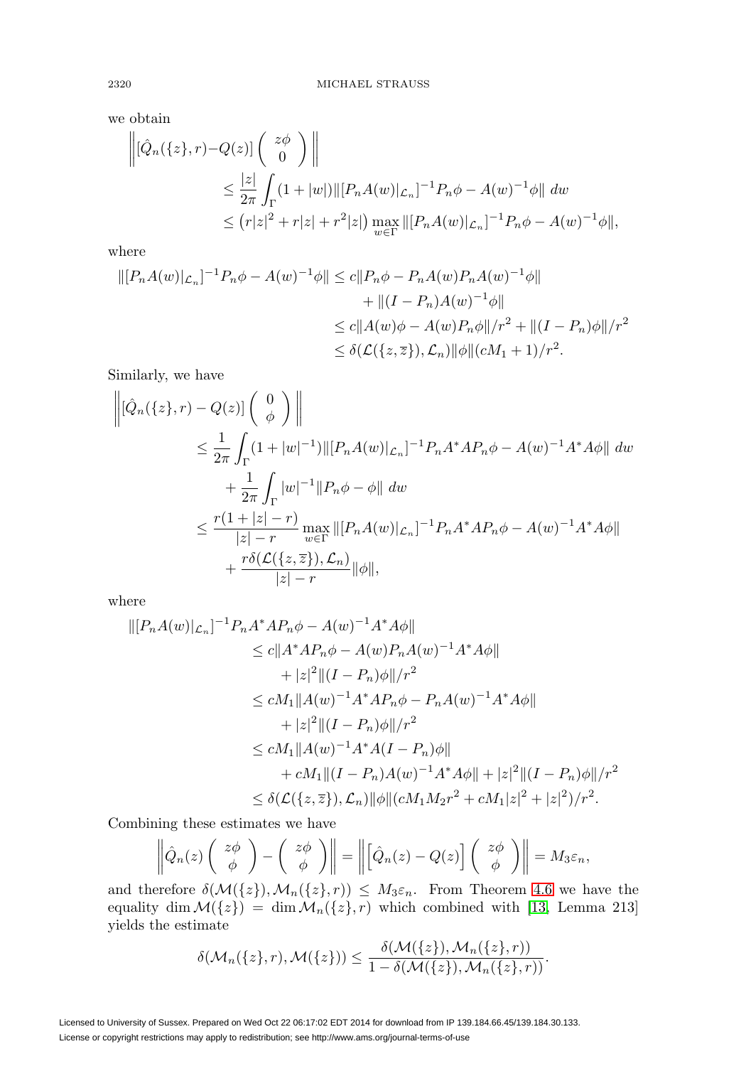we obtain

$$
\begin{aligned}
\left\| [\hat{Q}_n(\{z\},r) - Q(z)] \begin{pmatrix} z\phi \\ 0 \end{pmatrix} \right\|
&\le \frac{|z|}{2\pi} \int_\Gamma (1+|w|) \| [P_n A(w)|_{\mathcal{L}_n}]^{-1} P_n \phi - A(w)^{-1}\phi \| \; dw \\
&\le \left( r|z|^2 + r|z| + r^2|z| \right) \max_{w\in\Gamma} \| [P_n A(w)|_{\mathcal{L}_n}]^{-1} P_n \phi - A(w)^{-1}\phi \|,
\end{aligned}
$$

where

$$
\begin{aligned}
\| [P_n A(w)|_{\mathcal{L}_n}]^{-1} P_n \phi - A(w)^{-1}\phi \| &\le c\|P_n\phi - P_n A(w) P_n A(w)^{-1}\phi\| \\
&\quad + \|(I-P_n)A(w)^{-1}\phi\| \\
&\le c\|A(w)\phi - A(w)P_n\phi\|/r^2 + \|(I-P_n)\phi\|/r^2 \\
&\le \delta(\mathcal{L}(\{z,\overline{z}\}),\mathcal{L}_n)\|\phi\|(cM_1+1)/r^2.
\end{aligned}
$$

Similarly, we have

$$
\begin{aligned}
\left\| [\hat{Q}_n(\{z\},r) - Q(z)] \begin{pmatrix} 0 \\ \phi \end{pmatrix} \right\|
&\le \frac{1}{2\pi} \int_\Gamma (1+|w|^{-1}) \| [P_n A(w)|_{\mathcal{L}_n}]^{-1} P_n A^*AP_n \phi - A(w)^{-1}A^*A\phi \| \; dw \\
&\quad + \frac{1}{2\pi}\int_\Gamma |w|^{-1}\|P_n\phi - \phi\| \; dw \\
&\le \frac{r(1+|z|-r)}{|z|-r} \max_{w\in\Gamma} \| [P_n A(w)|_{\mathcal{L}_n}]^{-1} P_n A^*AP_n \phi - A(w)^{-1}A^*A\phi \| \\
&\quad + \frac{r\delta(\mathcal{L}(\{z,\overline{z}\}),\mathcal{L}_n)}{|z|-r}\|\phi\|,
\end{aligned}
$$

where

$$
\begin{aligned}
\| [P_n A(w)|_{\mathcal{L}_n}]^{-1} P_n A^*AP_n \phi - A(w)^{-1}A^*A\phi \|
&\le c\|A^*AP_n\phi - A(w)P_nA(w)^{-1}A^*A\phi\| \\
&\quad + |z|^2\|(I-P_n)\phi\|/r^2 \\
&\le cM_1\|A(w)^{-1}A^*AP_n\phi - P_nA(w)^{-1}A^*A\phi\| \\
&\quad + |z|^2\|(I-P_n)\phi\|/r^2 \\
&\le cM_1\|A(w)^{-1}A^*A(I-P_n)\phi\| \\
&\quad + cM_1\|(I-P_n)A(w)^{-1}A^*A\phi\| + |z|^2\|(I-P_n)\phi\|/r^2 \\
&\le \delta(\mathcal{L}(\{z,\overline{z}\}),\mathcal{L}_n)\|\phi\|(cM_1M_2r^2 + cM_1|z|^2 + |z|^2)/r^2.
\end{aligned}
$$

Combining these estimates we have

$$
\left\| \hat{Q}_n(z) \begin{pmatrix} z\phi \\ \phi \end{pmatrix} - \begin{pmatrix} z\phi \\ \phi \end{pmatrix} \right\| = \left\| \left[ \hat{Q}_n(z) - Q(z) \right] \begin{pmatrix} z\phi \\ \phi \end{pmatrix} \right\| = M_3\varepsilon_n,
$$

and therefore $\delta(\mathcal{M}(\{z\}),\mathcal{M}_n(\{z\},r)) \le M_3\varepsilon_n$. From Theorem 4.6 we have the equality $\dim\mathcal{M}(\{z\}) = \dim\mathcal{M}_n(\{z\},r)$ which combined with [13, Lemma 213] yields the estimate

$$
\delta(\mathcal{M}_n(\{z\},r),\mathcal{M}(\{z\})) \le \frac{\delta(\mathcal{M}(\{z\}),\mathcal{M}_n(\{z\},r))}{1-\delta(\mathcal{M}(\{z\}),\mathcal{M}_n(\{z\},r))}.
$$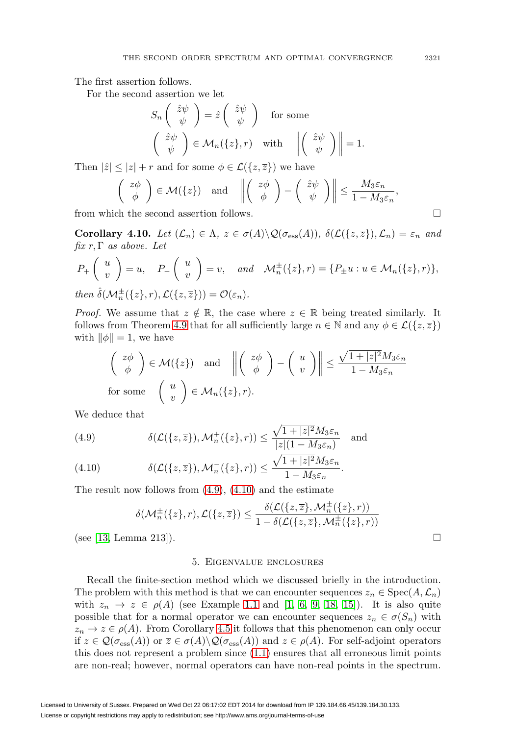The first assertion follows.

For the second assertion we let

$$S_n \begin{pmatrix} \hat{z}\psi \\ \psi \end{pmatrix} = \hat{z} \begin{pmatrix} \hat{z}\psi \\ \psi \end{pmatrix} \quad \text{for some}$$

$$\begin{pmatrix} \hat{z}\psi \\ \psi \end{pmatrix} \in \mathcal{M}_n(\{z\}, r) \quad \text{with} \quad \left\| \begin{pmatrix} \hat{z}\psi \\ \psi \end{pmatrix} \right\| = 1.$$

Then $|\hat{z}| \leq |z| + r$ and for some $\phi \in \mathcal{L}(\{z, \overline{z}\})$ we have

$$\begin{pmatrix} z\phi \\ \phi \end{pmatrix} \in \mathcal{M}(\{z\}) \quad \text{and} \quad \left\| \begin{pmatrix} z\phi \\ \phi \end{pmatrix} - \begin{pmatrix} \hat{z}\psi \\ \psi \end{pmatrix} \right\| \leq \frac{M_3\varepsilon_n}{1 - M_3\varepsilon_n},$$

from which the second assertion follows. $\square$

**Corollary 4.10.** *Let $(\mathcal{L}_n) \in \Lambda$, $z \in \sigma(A)\backslash\mathcal{Q}(\sigma_{\mathrm{ess}}(A))$, $\delta(\mathcal{L}(\{z, \overline{z}\}), \mathcal{L}_n) = \varepsilon_n$ and fix $r, \Gamma$ as above. Let*

$$P_+ \begin{pmatrix} u \\ v \end{pmatrix} = u, \quad P_- \begin{pmatrix} u \\ v \end{pmatrix} = v, \quad \text{and} \quad \mathcal{M}_n^{\pm}(\{z\}, r) = \{P_{\pm}u : u \in \mathcal{M}_n(\{z\}, r)\},$$

*then $\hat{\delta}(\mathcal{M}_n^{\pm}(\{z\}, r), \mathcal{L}(\{z, \overline{z}\})) = \mathcal{O}(\varepsilon_n)$.*

*Proof.* We assume that $z \notin \mathbb{R}$, the case where $z \in \mathbb{R}$ being treated similarly. It follows from Theorem 4.9 that for all sufficiently large $n \in \mathbb{N}$ and any $\phi \in \mathcal{L}(\{z, \overline{z}\})$ with $\|\phi\| = 1$, we have

$$\begin{pmatrix} z\phi \\ \phi \end{pmatrix} \in \mathcal{M}(\{z\}) \quad \text{and} \quad \left\| \begin{pmatrix} z\phi \\ \phi \end{pmatrix} - \begin{pmatrix} u \\ v \end{pmatrix} \right\| \leq \frac{\sqrt{1+|z|^2}M_3\varepsilon_n}{1 - M_3\varepsilon_n}$$

$$\text{for some} \quad \begin{pmatrix} u \\ v \end{pmatrix} \in \mathcal{M}_n(\{z\}, r).$$

We deduce that

$$\delta(\mathcal{L}(\{z, \overline{z}\}), \mathcal{M}_n^{+}(\{z\}, r)) \leq \frac{\sqrt{1+|z|^2}M_3\varepsilon_n}{|z|(1 - M_3\varepsilon_n)} \quad \text{and} \tag{4.9}$$

$$\delta(\mathcal{L}(\{z, \overline{z}\}), \mathcal{M}_n^{-}(\{z\}, r)) \leq \frac{\sqrt{1+|z|^2}M_3\varepsilon_n}{1 - M_3\varepsilon_n}. \tag{4.10}$$

The result now follows from (4.9), (4.10) and the estimate

$$\delta(\mathcal{M}_n^{\pm}(\{z\}, r), \mathcal{L}(\{z, \overline{z}\}) \leq \frac{\delta(\mathcal{L}(\{z, \overline{z}\}, \mathcal{M}_n^{\pm}(\{z\}, r))}{1 - \delta(\mathcal{L}(\{z, \overline{z}\}, \mathcal{M}_n^{\pm}(\{z\}, r))}$$

(see [13, Lemma 213]). $\square$

## 5. Eigenvalue enclosures

Recall the finite-section method which we discussed briefly in the introduction. The problem with this method is that we can encounter sequences $z_n \in \mathrm{Spec}(A, \mathcal{L}_n)$ with $z_n \to z \in \rho(A)$ (see Example 1.1 and [1, 6, 9, 18, 15]). It is also quite possible that for a normal operator we can encounter sequences $z_n \in \sigma(S_n)$ with $z_n \to z \in \rho(A)$. From Corollary 4.5 it follows that this phenomenon can only occur if $z \in \mathcal{Q}(\sigma_{\mathrm{ess}}(A))$ or $\overline{z} \in \sigma(A)\backslash\mathcal{Q}(\sigma_{\mathrm{ess}}(A))$ and $z \in \rho(A)$. For self-adjoint operators this does not represent a problem since (1.1) ensures that all erroneous limit points are non-real; however, normal operators can have non-real points in the spectrum.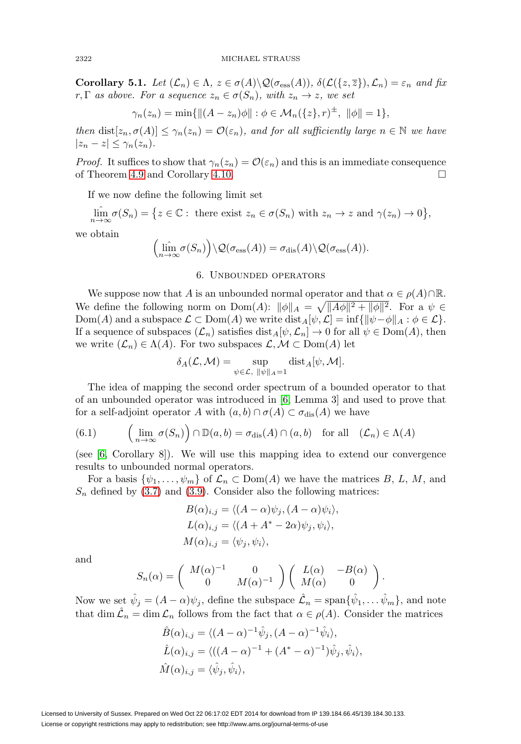**Corollary 5.1.** *Let $(\mathcal{L}_n) \in \Lambda$, $z \in \sigma(A)\backslash\mathcal{Q}(\sigma_{\mathrm{ess}}(A))$, $\delta(\mathcal{L}(\{z,\overline{z}\}),\mathcal{L}_n) = \varepsilon_n$ and fix $r,\Gamma$ as above. For a sequence $z_n \in \sigma(S_n)$, with $z_n \to z$, we set*

$$\gamma_n(z_n) = \min\{\|(A-z_n)\phi\| : \phi \in \mathcal{M}_n(\{z\},r)^{\pm},\ \|\phi\| = 1\},$$

*then $\mathrm{dist}[z_n,\sigma(A)] \le \gamma_n(z_n) = \mathcal{O}(\varepsilon_n)$, and for all sufficiently large $n \in \mathbb{N}$ we have $|z_n - z| \le \gamma_n(z_n)$.*

*Proof.* It suffices to show that $\gamma_n(z_n) = \mathcal{O}(\varepsilon_n)$ and this is an immediate consequence of Theorem 4.9 and Corollary 4.10. □

If we now define the following limit set

$$\hat{\lim_{n\to\infty}}\sigma(S_n) = \{z \in \mathbb{C} : \text{ there exist } z_n \in \sigma(S_n) \text{ with } z_n \to z \text{ and } \gamma(z_n) \to 0\},$$

we obtain

$$\Big(\hat{\lim_{n\to\infty}}\sigma(S_n)\Big)\backslash\mathcal{Q}(\sigma_{\mathrm{ess}}(A)) = \sigma_{\mathrm{dis}}(A)\backslash\mathcal{Q}(\sigma_{\mathrm{ess}}(A)).$$

## 6. Unbounded operators

We suppose now that $A$ is an unbounded normal operator and that $\alpha \in \rho(A)\cap\mathbb{R}$. We define the following norm on $\mathrm{Dom}(A)$: $\|\phi\|_A = \sqrt{\|A\phi\|^2 + \|\phi\|^2}$. For a $\psi \in \mathrm{Dom}(A)$ and a subspace $\mathcal{L} \subset \mathrm{Dom}(A)$ we write $\mathrm{dist}_A[\psi,\mathcal{L}] = \inf\{\|\psi-\phi\|_A : \phi \in \mathcal{L}\}$. If a sequence of subspaces $(\mathcal{L}_n)$ satisfies $\mathrm{dist}_A[\psi,\mathcal{L}_n] \to 0$ for all $\psi \in \mathrm{Dom}(A)$, then we write $(\mathcal{L}_n) \in \Lambda(A)$. For two subspaces $\mathcal{L},\mathcal{M} \subset \mathrm{Dom}(A)$ let

$$\delta_A(\mathcal{L},\mathcal{M}) = \sup_{\psi\in\mathcal{L},\ \|\psi\|_A=1}\mathrm{dist}_A[\psi,\mathcal{M}].$$

The idea of mapping the second order spectrum of a bounded operator to that of an unbounded operator was introduced in [6, Lemma 3] and used to prove that for a self-adjoint operator $A$ with $(a,b)\cap\sigma(A) \subset \sigma_{\mathrm{dis}}(A)$ we have

$$\Big(\lim_{n\to\infty}\sigma(S_n)\Big)\cap\mathbb{D}(a,b) = \sigma_{\mathrm{dis}}(A)\cap(a,b) \quad \text{for all} \quad (\mathcal{L}_n) \in \Lambda(A) \tag{6.1}$$

(see [6, Corollary 8]). We will use this mapping idea to extend our convergence results to unbounded normal operators.

For a basis $\{\psi_1,\dots,\psi_m\}$ of $\mathcal{L}_n \subset \mathrm{Dom}(A)$ we have the matrices $B$, $L$, $M$, and $S_n$ defined by (3.7) and (3.9). Consider also the following matrices:

$$\begin{aligned}
B(\alpha)_{i,j} &= \langle (A-\alpha)\psi_j, (A-\alpha)\psi_i\rangle,\\
L(\alpha)_{i,j} &= \langle (A + A^* - 2\alpha)\psi_j, \psi_i\rangle,\\
M(\alpha)_{i,j} &= \langle \psi_j, \psi_i\rangle,
\end{aligned}$$

and

$$S_n(\alpha) = \begin{pmatrix} M(\alpha)^{-1} & 0 \\ 0 & M(\alpha)^{-1}\end{pmatrix}\begin{pmatrix} L(\alpha) & -B(\alpha) \\ M(\alpha) & 0\end{pmatrix}.$$

Now we set $\hat{\psi}_j = (A-\alpha)\psi_j$, define the subspace $\hat{\mathcal{L}}_n = \mathrm{span}\{\hat{\psi}_1,\dots\hat{\psi}_m\}$, and note that $\dim\hat{\mathcal{L}}_n = \dim\mathcal{L}_n$ follows from the fact that $\alpha \in \rho(A)$. Consider the matrices

$$\begin{aligned}
\hat{B}(\alpha)_{i,j} &= \langle (A-\alpha)^{-1}\hat{\psi}_j, (A-\alpha)^{-1}\hat{\psi}_i\rangle,\\
\hat{L}(\alpha)_{i,j} &= \langle ((A-\alpha)^{-1} + (A^*-\alpha)^{-1})\hat{\psi}_j, \hat{\psi}_i\rangle,\\
\hat{M}(\alpha)_{i,j} &= \langle \hat{\psi}_j, \hat{\psi}_i\rangle,
\end{aligned}$$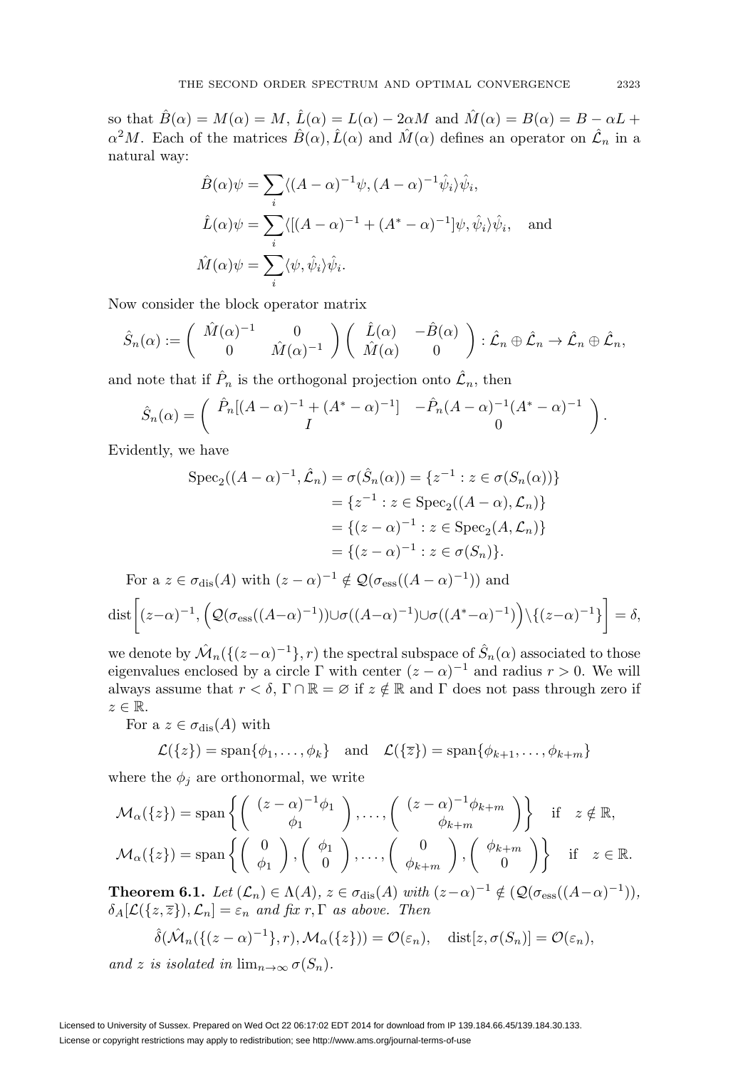so that $\hat{B}(\alpha) = M(\alpha) = M$, $\hat{L}(\alpha) = L(\alpha) - 2\alpha M$ and $\hat{M}(\alpha) = B(\alpha) = B - \alpha L + \alpha^2 M$. Each of the matrices $\hat{B}(\alpha), \hat{L}(\alpha)$ and $\hat{M}(\alpha)$ defines an operator on $\hat{\mathcal{L}}_n$ in a natural way:

$$
\begin{aligned}
\hat{B}(\alpha)\psi &= \sum_i \langle (A-\alpha)^{-1}\psi, (A-\alpha)^{-1}\hat{\psi}_i\rangle \hat{\psi}_i,\\
\hat{L}(\alpha)\psi &= \sum_i \langle [(A-\alpha)^{-1} + (A^*-\alpha)^{-1}]\psi, \hat{\psi}_i\rangle \hat{\psi}_i, \quad \text{and}\\
\hat{M}(\alpha)\psi &= \sum_i \langle \psi, \hat{\psi}_i\rangle \hat{\psi}_i.
\end{aligned}
$$

Now consider the block operator matrix

$$
\hat{S}_n(\alpha) := \begin{pmatrix} \hat{M}(\alpha)^{-1} & 0 \\ 0 & \hat{M}(\alpha)^{-1} \end{pmatrix} \begin{pmatrix} \hat{L}(\alpha) & -\hat{B}(\alpha) \\ \hat{M}(\alpha) & 0 \end{pmatrix} : \hat{\mathcal{L}}_n \oplus \hat{\mathcal{L}}_n \to \hat{\mathcal{L}}_n \oplus \hat{\mathcal{L}}_n,
$$

and note that if $\hat{P}_n$ is the orthogonal projection onto $\hat{\mathcal{L}}_n$, then

$$
\hat{S}_n(\alpha) = \begin{pmatrix} \hat{P}_n[(A-\alpha)^{-1} + (A^*-\alpha)^{-1}] & -\hat{P}_n(A-\alpha)^{-1}(A^*-\alpha)^{-1} \\ I & 0 \end{pmatrix}.
$$

Evidently, we have

$$
\begin{aligned}
\operatorname{Spec}_2((A-\alpha)^{-1}, \hat{\mathcal{L}}_n) = \sigma(\hat{S}_n(\alpha)) &= \{z^{-1} : z \in \sigma(S_n(\alpha))\}\\
&= \{z^{-1} : z \in \operatorname{Spec}_2((A-\alpha), \mathcal{L}_n)\}\\
&= \{(z-\alpha)^{-1} : z \in \operatorname{Spec}_2(A, \mathcal{L}_n)\}\\
&= \{(z-\alpha)^{-1} : z \in \sigma(S_n)\}.
\end{aligned}
$$

For a $z \in \sigma_{\mathrm{dis}}(A)$ with $(z-\alpha)^{-1} \notin \mathcal{Q}(\sigma_{\mathrm{ess}}((A-\alpha)^{-1}))$ and

$$
\operatorname{dist}\left[(z-\alpha)^{-1}, \Big(\mathcal{Q}(\sigma_{\mathrm{ess}}((A-\alpha)^{-1})) \cup \sigma((A-\alpha)^{-1}) \cup \sigma((A^*-\alpha)^{-1})\Big) \setminus \{(z-\alpha)^{-1}\}\right] = \delta,
$$

we denote by $\hat{\mathcal{M}}_n(\{(z-\alpha)^{-1}\}, r)$ the spectral subspace of $\hat{S}_n(\alpha)$ associated to those eigenvalues enclosed by a circle $\Gamma$ with center $(z-\alpha)^{-1}$ and radius $r > 0$. We will always assume that $r < \delta$, $\Gamma \cap \mathbb{R} = \varnothing$ if $z \notin \mathbb{R}$ and $\Gamma$ does not pass through zero if $z \in \mathbb{R}$.

For a $z \in \sigma_{\mathrm{dis}}(A)$ with

$$
\mathcal{L}(\{z\}) = \operatorname{span}\{\phi_1, \ldots, \phi_k\} \quad \text{and} \quad \mathcal{L}(\{\overline{z}\}) = \operatorname{span}\{\phi_{k+1}, \ldots, \phi_{k+m}\}
$$

where the $\phi_j$ are orthonormal, we write

$$
\begin{aligned}
\mathcal{M}_\alpha(\{z\}) &= \operatorname{span}\left\{ \begin{pmatrix} (z-\alpha)^{-1}\phi_1 \\ \phi_1 \end{pmatrix}, \ldots, \begin{pmatrix} (z-\alpha)^{-1}\phi_{k+m} \\ \phi_{k+m} \end{pmatrix} \right\} \quad \text{if} \quad z \notin \mathbb{R},\\
\mathcal{M}_\alpha(\{z\}) &= \operatorname{span}\left\{ \begin{pmatrix} 0 \\ \phi_1 \end{pmatrix}, \begin{pmatrix} \phi_1 \\ 0 \end{pmatrix}, \ldots, \begin{pmatrix} 0 \\ \phi_{k+m} \end{pmatrix}, \begin{pmatrix} \phi_{k+m} \\ 0 \end{pmatrix} \right\} \quad \text{if} \quad z \in \mathbb{R}.
\end{aligned}
$$

**Theorem 6.1.** *Let* $(\mathcal{L}_n) \in \Lambda(A)$, $z \in \sigma_{\mathrm{dis}}(A)$ *with* $(z-\alpha)^{-1} \notin (\mathcal{Q}(\sigma_{\mathrm{ess}}((A-\alpha)^{-1}))$, $\delta_A[\mathcal{L}(\{z, \overline{z}\}), \mathcal{L}_n] = \varepsilon_n$ *and fix* $r, \Gamma$ *as above. Then*

$$
\hat{\delta}(\hat{\mathcal{M}}_n(\{(z-\alpha)^{-1}\}, r), \mathcal{M}_\alpha(\{z\})) = \mathcal{O}(\varepsilon_n), \quad \operatorname{dist}[z, \sigma(S_n)] = \mathcal{O}(\varepsilon_n),
$$

*and* $z$ *is isolated in* $\lim_{n\to\infty} \sigma(S_n)$.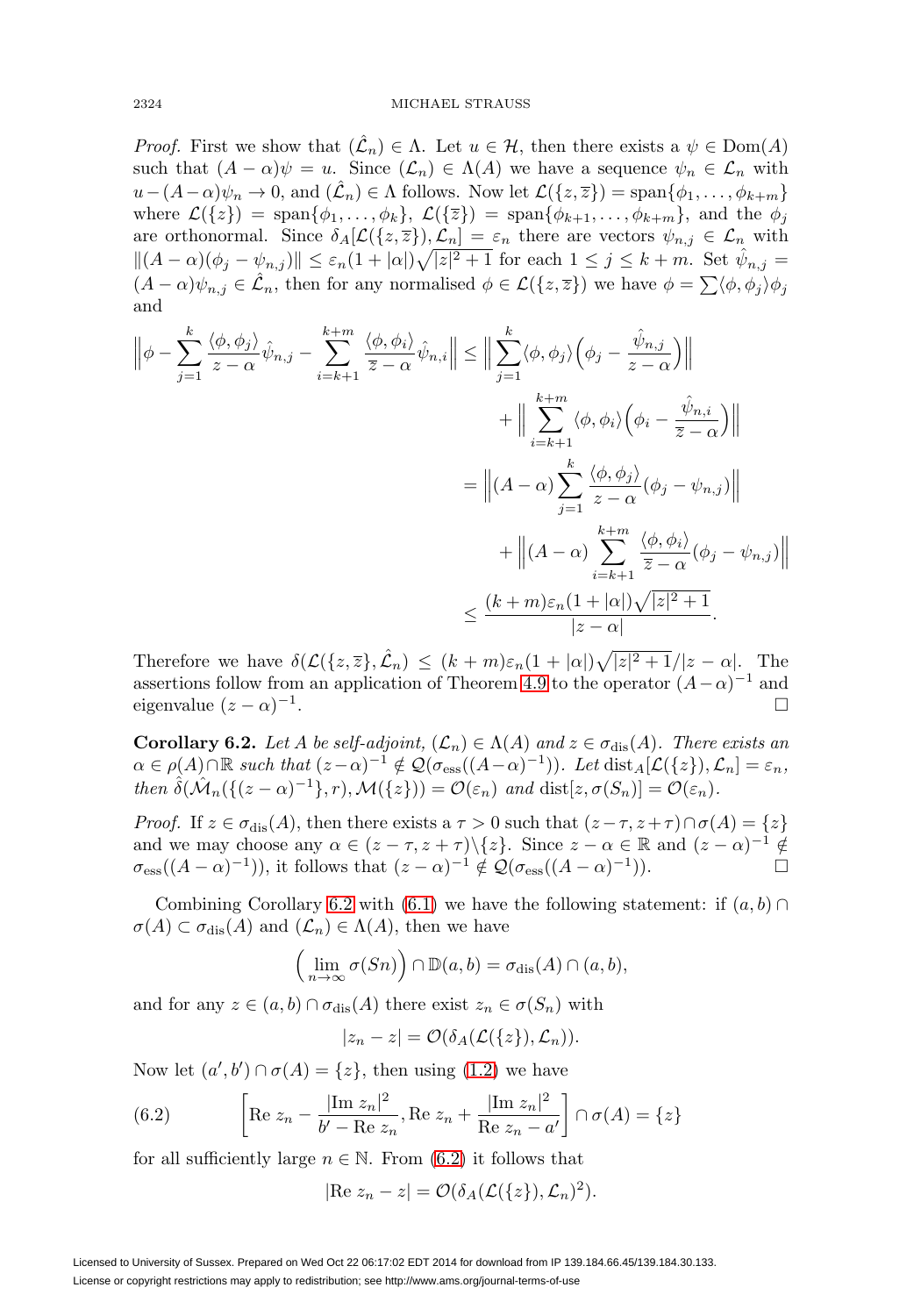*Proof.* First we show that $(\hat{\mathcal{L}}_n) \in \Lambda$. Let $u \in \mathcal{H}$, then there exists a $\psi \in \mathrm{Dom}(A)$ such that $(A-\alpha)\psi = u$. Since $(\mathcal{L}_n) \in \Lambda(A)$ we have a sequence $\psi_n \in \mathcal{L}_n$ with $u-(A-\alpha)\psi_n \to 0$, and $(\hat{\mathcal{L}}_n) \in \Lambda$ follows. Now let $\mathcal{L}(\{z,\overline{z}\}) = \mathrm{span}\{\phi_1,\dots,\phi_{k+m}\}$ where $\mathcal{L}(\{z\}) = \mathrm{span}\{\phi_1,\dots,\phi_k\}$, $\mathcal{L}(\{\overline{z}\}) = \mathrm{span}\{\phi_{k+1},\dots,\phi_{k+m}\}$, and the $\phi_j$ are orthonormal. Since $\delta_A[\mathcal{L}(\{z,\overline{z}\}),\mathcal{L}_n] = \varepsilon_n$ there are vectors $\psi_{n,j} \in \mathcal{L}_n$ with $\|(A-\alpha)(\phi_j - \psi_{n,j})\| \le \varepsilon_n(1+|\alpha|)\sqrt{|z|^2+1}$ for each $1 \le j \le k+m$. Set $\hat{\psi}_{n,j} = (A-\alpha)\psi_{n,j} \in \hat{\mathcal{L}}_n$, then for any normalised $\phi \in \mathcal{L}(\{z,\overline{z}\})$ we have $\phi = \sum\langle\phi,\phi_j\rangle\phi_j$ and

$$
\begin{aligned}
\Big\|\phi - \sum_{j=1}^{k}\frac{\langle\phi,\phi_j\rangle}{z-\alpha}\hat{\psi}_{n,j} - \sum_{i=k+1}^{k+m}\frac{\langle\phi,\phi_i\rangle}{\overline{z}-\alpha}\hat{\psi}_{n,i}\Big\| &\le \Big\|\sum_{j=1}^{k}\langle\phi,\phi_j\rangle\Big(\phi_j - \frac{\hat{\psi}_{n,j}}{z-\alpha}\Big)\Big\| \\
&\quad + \Big\|\sum_{i=k+1}^{k+m}\langle\phi,\phi_i\rangle\Big(\phi_i - \frac{\hat{\psi}_{n,i}}{\overline{z}-\alpha}\Big)\Big\| \\
&= \Big\|(A-\alpha)\sum_{j=1}^{k}\frac{\langle\phi,\phi_j\rangle}{z-\alpha}(\phi_j - \psi_{n,j})\Big\| \\
&\quad + \Big\|(A-\alpha)\sum_{i=k+1}^{k+m}\frac{\langle\phi,\phi_i\rangle}{\overline{z}-\alpha}(\phi_j - \psi_{n,j})\Big\| \\
&\le \frac{(k+m)\varepsilon_n(1+|\alpha|)\sqrt{|z|^2+1}}{|z-\alpha|}.
\end{aligned}
$$

Therefore we have $\delta(\mathcal{L}(\{z,\overline{z}\},\hat{\mathcal{L}}_n) \le (k+m)\varepsilon_n(1+|\alpha|)\sqrt{|z|^2+1}/|z-\alpha|$. The assertions follow from an application of Theorem 4.9 to the operator $(A-\alpha)^{-1}$ and eigenvalue $(z-\alpha)^{-1}$. □

**Corollary 6.2.** *Let $A$ be self-adjoint, $(\mathcal{L}_n) \in \Lambda(A)$ and $z \in \sigma_{\mathrm{dis}}(A)$. There exists an $\alpha \in \rho(A)\cap\mathbb{R}$ such that $(z-\alpha)^{-1} \notin \mathcal{Q}(\sigma_{\mathrm{ess}}((A-\alpha)^{-1}))$. Let $\mathrm{dist}_A[\mathcal{L}(\{z\}),\mathcal{L}_n] = \varepsilon_n$, then $\hat{\delta}(\hat{\mathcal{M}}_n(\{(z-\alpha)^{-1}\},r),\mathcal{M}(\{z\})) = \mathcal{O}(\varepsilon_n)$ and $\mathrm{dist}[z,\sigma(S_n)] = \mathcal{O}(\varepsilon_n)$.*

*Proof.* If $z \in \sigma_{\mathrm{dis}}(A)$, then there exists a $\tau > 0$ such that $(z-\tau,z+\tau)\cap\sigma(A) = \{z\}$ and we may choose any $\alpha \in (z-\tau,z+\tau)\backslash\{z\}$. Since $z-\alpha \in \mathbb{R}$ and $(z-\alpha)^{-1} \notin \sigma_{\mathrm{ess}}((A-\alpha)^{-1})$, it follows that $(z-\alpha)^{-1} \notin \mathcal{Q}(\sigma_{\mathrm{ess}}((A-\alpha)^{-1}))$. □

Combining Corollary 6.2 with (6.1) we have the following statement: if $(a,b)\cap\sigma(A) \subset \sigma_{\mathrm{dis}}(A)$ and $(\mathcal{L}_n) \in \Lambda(A)$, then we have

$$\Big(\lim_{n\to\infty}\sigma(Sn)\Big)\cap\mathbb{D}(a,b) = \sigma_{\mathrm{dis}}(A)\cap(a,b),$$

and for any $z \in (a,b)\cap\sigma_{\mathrm{dis}}(A)$ there exist $z_n \in \sigma(S_n)$ with

$$|z_n - z| = \mathcal{O}(\delta_A(\mathcal{L}(\{z\}),\mathcal{L}_n)).$$

Now let $(a',b')\cap\sigma(A) = \{z\}$, then using (1.2) we have

$$\left[\mathrm{Re}\; z_n - \frac{|\mathrm{Im}\; z_n|^2}{b' - \mathrm{Re}\; z_n}, \mathrm{Re}\; z_n + \frac{|\mathrm{Im}\; z_n|^2}{\mathrm{Re}\; z_n - a'}\right]\cap\sigma(A) = \{z\} \tag{6.2}$$

for all sufficiently large $n \in \mathbb{N}$. From (6.2) it follows that

$$|\mathrm{Re}\; z_n - z| = \mathcal{O}(\delta_A(\mathcal{L}(\{z\}),\mathcal{L}_n)^2).$$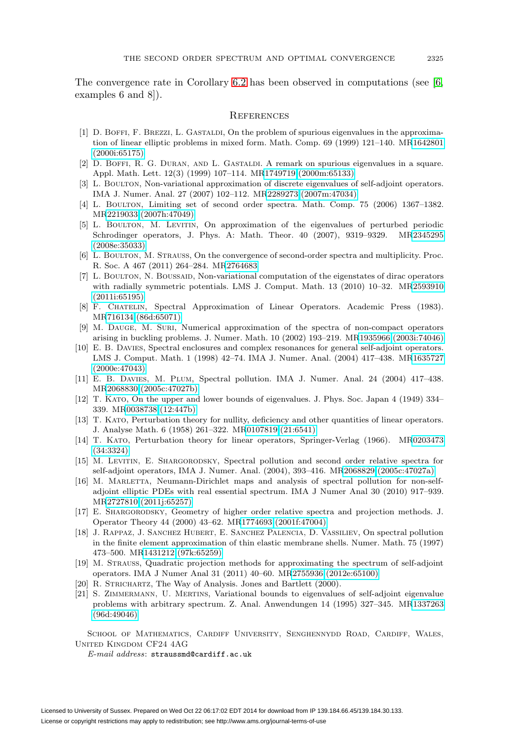The convergence rate in Corollary 6.2 has been observed in computations (see [6, examples 6 and 8]).

## References

[1] D. Boffi, F. Brezzi, L. Gastaldi, On the problem of spurious eigenvalues in the approximation of linear elliptic problems in mixed form. Math. Comp. 69 (1999) 121–140. MR1642801 (2000i:65175)

[2] D. Boffi, R. G. Duran, and L. Gastaldi. A remark on spurious eigenvalues in a square. Appl. Math. Lett. 12(3) (1999) 107–114. MR1749719 (2000m:65133)

[3] L. Boulton, Non-variational approximation of discrete eigenvalues of self-adjoint operators. IMA J. Numer. Anal. 27 (2007) 102–112. MR2289273 (2007m:47034)

[4] L. Boulton, Limiting set of second order spectra. Math. Comp. 75 (2006) 1367–1382. MR2219033 (2007h:47049)

[5] L. Boulton, M. Levitin, On approximation of the eigenvalues of perturbed periodic Schrodinger operators, J. Phys. A: Math. Theor. 40 (2007), 9319–9329. MR2345295 (2008e:35033)

[6] L. Boulton, M. Strauss, On the convergence of second-order spectra and multiplicity. Proc. R. Soc. A 467 (2011) 264–284. MR2764683

[7] L. Boulton, N. Boussaid, Non-variational computation of the eigenstates of dirac operators with radially symmetric potentials. LMS J. Comput. Math. 13 (2010) 10–32. MR2593910 (2011i:65195)

[8] F. Chatelin, Spectral Approximation of Linear Operators. Academic Press (1983). MR716134 (86d:65071)

[9] M. Dauge, M. Suri, Numerical approximation of the spectra of non-compact operators arising in buckling problems. J. Numer. Math. 10 (2002) 193–219. MR1935966 (2003i:74046)

[10] E. B. Davies, Spectral enclosures and complex resonances for general self-adjoint operators. LMS J. Comput. Math. 1 (1998) 42–74. IMA J. Numer. Anal. (2004) 417–438. MR1635727 (2000e:47043)

[11] E. B. Davies, M. Plum, Spectral pollution. IMA J. Numer. Anal. 24 (2004) 417–438. MR2068830 (2005c:47027b)

[12] T. Kato, On the upper and lower bounds of eigenvalues. J. Phys. Soc. Japan 4 (1949) 334–339. MR0038738 (12:447b)

[13] T. Kato, Perturbation theory for nullity, deficiency and other quantities of linear operators. J. Analyse Math. 6 (1958) 261–322. MR0107819 (21:6541)

[14] T. Kato, Perturbation theory for linear operators, Springer-Verlag (1966). MR0203473 (34:3324)

[15] M. Levitin, E. Shargorodsky, Spectral pollution and second order relative spectra for self-adjoint operators, IMA J. Numer. Anal. (2004), 393–416. MR2068829 (2005c:47027a)

[16] M. Marletta, Neumann-Dirichlet maps and analysis of spectral pollution for non-self-adjoint elliptic PDEs with real essential spectrum. IMA J Numer Anal 30 (2010) 917–939. MR2727810 (2011j:65257)

[17] E. Shargorodsky, Geometry of higher order relative spectra and projection methods. J. Operator Theory 44 (2000) 43–62. MR1774693 (2001f:47004)

[18] J. Rappaz, J. Sanchez Hubert, E. Sanchez Palencia, D. Vassiliev, On spectral pollution in the finite element approximation of thin elastic membrane shells. Numer. Math. 75 (1997) 473–500. MR1431212 (97k:65259)

[19] M. Strauss, Quadratic projection methods for approximating the spectrum of self-adjoint operators. IMA J Numer Anal 31 (2011) 40–60. MR2755936 (2012e:65100)

[20] R. Strichartz, The Way of Analysis. Jones and Bartlett (2000).

[21] S. Zimmermann, U. Mertins, Variational bounds to eigenvalues of self-adjoint eigenvalue problems with arbitrary spectrum. Z. Anal. Anwendungen 14 (1995) 327–345. MR1337263 (96d:49046)

School of Mathematics, Cardiff University, Senghennydd Road, Cardiff, Wales, United Kingdom CF24 4AG

*E-mail address*: straussmd@cardiff.ac.uk